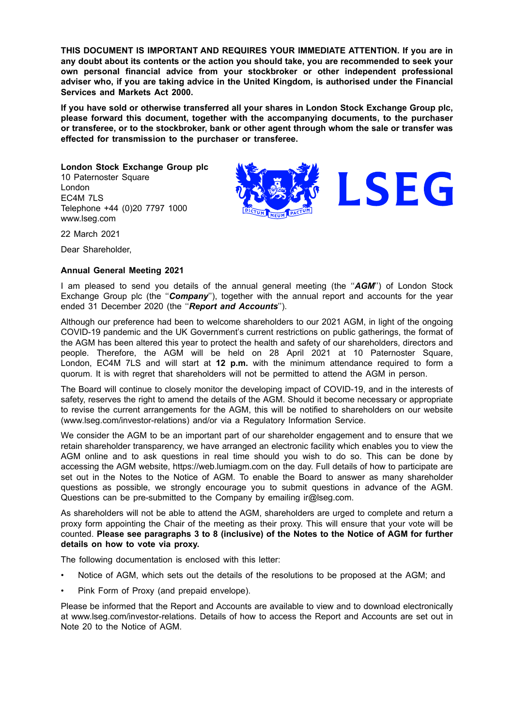**THIS DOCUMENT IS IMPORTANT AND REQUIRES YOUR IMMEDIATE ATTENTION. If you are in any doubt about its contents or the action you should take, you are recommended to seek your own personal financial advice from your stockbroker or other independent professional adviser who, if you are taking advice in the United Kingdom, is authorised under the Financial Services and Markets Act 2000.**

**If you have sold or otherwise transferred all your shares in London Stock Exchange Group plc, please forward this document, together with the accompanying documents, to the purchaser or transferee, or to the stockbroker, bank or other agent through whom the sale or transfer was effected for transmission to the purchaser or transferee.**

**London Stock Exchange Group plc**
10 Paternoster Square
London
EC4M 7LS
Telephone +44 (0)20 7797 1000
www.lseg.com

22 March 2021

Dear Shareholder,

**Annual General Meeting 2021**

I am pleased to send you details of the annual general meeting (the "***AGM***") of London Stock Exchange Group plc (the "***Company***"), together with the annual report and accounts for the year ended 31 December 2020 (the "***Report and Accounts***").

Although our preference had been to welcome shareholders to our 2021 AGM, in light of the ongoing COVID-19 pandemic and the UK Government's current restrictions on public gatherings, the format of the AGM has been altered this year to protect the health and safety of our shareholders, directors and people. Therefore, the AGM will be held on 28 April 2021 at 10 Paternoster Square, London, EC4M 7LS and will start at **12 p.m.** with the minimum attendance required to form a quorum. It is with regret that shareholders will not be permitted to attend the AGM in person.

The Board will continue to closely monitor the developing impact of COVID-19, and in the interests of safety, reserves the right to amend the details of the AGM. Should it become necessary or appropriate to revise the current arrangements for the AGM, this will be notified to shareholders on our website (www.lseg.com/investor-relations) and/or via a Regulatory Information Service.

We consider the AGM to be an important part of our shareholder engagement and to ensure that we retain shareholder transparency, we have arranged an electronic facility which enables you to view the AGM online and to ask questions in real time should you wish to do so. This can be done by accessing the AGM website, https://web.lumiagm.com on the day. Full details of how to participate are set out in the Notes to the Notice of AGM. To enable the Board to answer as many shareholder questions as possible, we strongly encourage you to submit questions in advance of the AGM. Questions can be pre-submitted to the Company by emailing ir@lseg.com.

As shareholders will not be able to attend the AGM, shareholders are urged to complete and return a proxy form appointing the Chair of the meeting as their proxy. This will ensure that your vote will be counted. **Please see paragraphs 3 to 8 (inclusive) of the Notes to the Notice of AGM for further details on how to vote via proxy.**

The following documentation is enclosed with this letter:

- Notice of AGM, which sets out the details of the resolutions to be proposed at the AGM; and
- Pink Form of Proxy (and prepaid envelope).

Please be informed that the Report and Accounts are available to view and to download electronically at www.lseg.com/investor-relations. Details of how to access the Report and Accounts are set out in Note 20 to the Notice of AGM.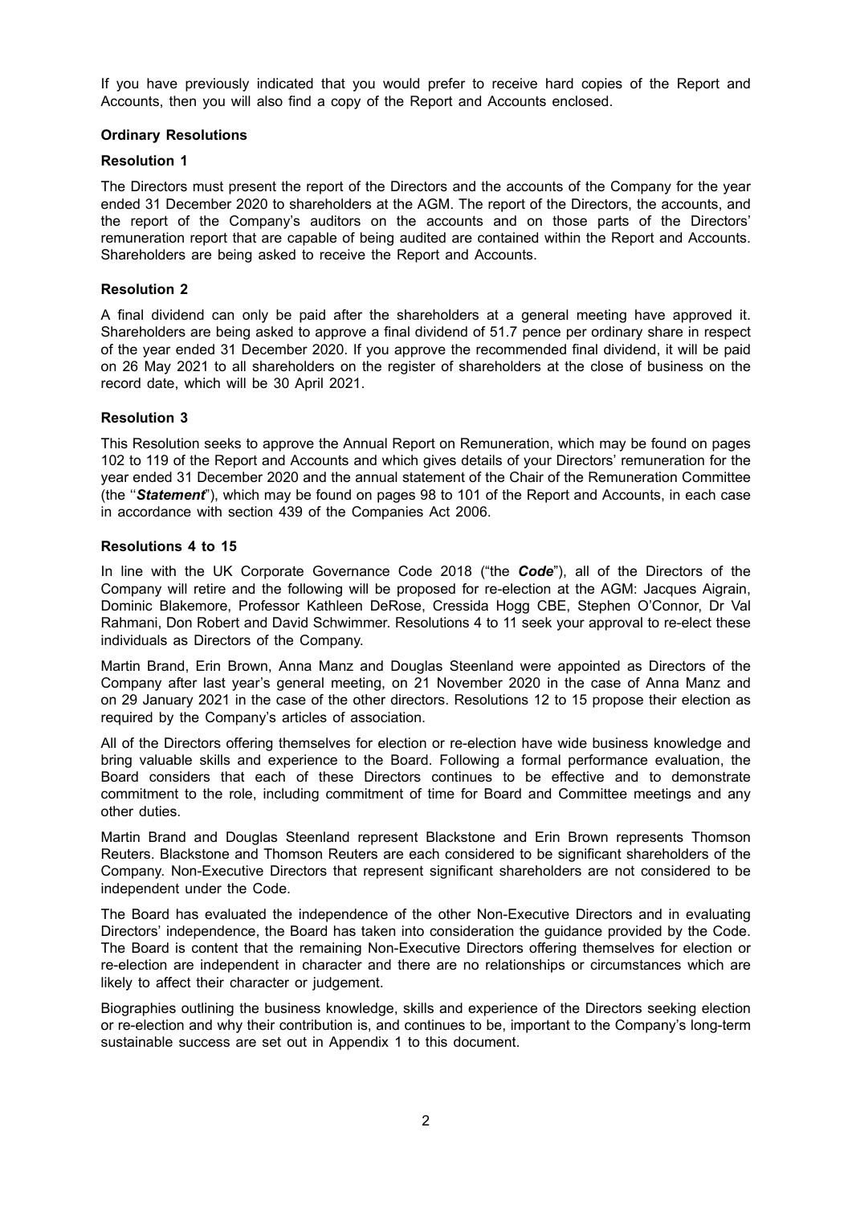If you have previously indicated that you would prefer to receive hard copies of the Report and Accounts, then you will also find a copy of the Report and Accounts enclosed.

## Ordinary Resolutions

### Resolution 1

The Directors must present the report of the Directors and the accounts of the Company for the year ended 31 December 2020 to shareholders at the AGM. The report of the Directors, the accounts, and the report of the Company's auditors on the accounts and on those parts of the Directors' remuneration report that are capable of being audited are contained within the Report and Accounts. Shareholders are being asked to receive the Report and Accounts.

### Resolution 2

A final dividend can only be paid after the shareholders at a general meeting have approved it. Shareholders are being asked to approve a final dividend of 51.7 pence per ordinary share in respect of the year ended 31 December 2020. If you approve the recommended final dividend, it will be paid on 26 May 2021 to all shareholders on the register of shareholders at the close of business on the record date, which will be 30 April 2021.

### Resolution 3

This Resolution seeks to approve the Annual Report on Remuneration, which may be found on pages 102 to 119 of the Report and Accounts and which gives details of your Directors' remuneration for the year ended 31 December 2020 and the annual statement of the Chair of the Remuneration Committee (the "***Statement***"), which may be found on pages 98 to 101 of the Report and Accounts, in each case in accordance with section 439 of the Companies Act 2006.

### Resolutions 4 to 15

In line with the UK Corporate Governance Code 2018 ("the ***Code***"), all of the Directors of the Company will retire and the following will be proposed for re-election at the AGM: Jacques Aigrain, Dominic Blakemore, Professor Kathleen DeRose, Cressida Hogg CBE, Stephen O'Connor, Dr Val Rahmani, Don Robert and David Schwimmer. Resolutions 4 to 11 seek your approval to re-elect these individuals as Directors of the Company.

Martin Brand, Erin Brown, Anna Manz and Douglas Steenland were appointed as Directors of the Company after last year's general meeting, on 21 November 2020 in the case of Anna Manz and on 29 January 2021 in the case of the other directors. Resolutions 12 to 15 propose their election as required by the Company's articles of association.

All of the Directors offering themselves for election or re-election have wide business knowledge and bring valuable skills and experience to the Board. Following a formal performance evaluation, the Board considers that each of these Directors continues to be effective and to demonstrate commitment to the role, including commitment of time for Board and Committee meetings and any other duties.

Martin Brand and Douglas Steenland represent Blackstone and Erin Brown represents Thomson Reuters. Blackstone and Thomson Reuters are each considered to be significant shareholders of the Company. Non-Executive Directors that represent significant shareholders are not considered to be independent under the Code.

The Board has evaluated the independence of the other Non-Executive Directors and in evaluating Directors' independence, the Board has taken into consideration the guidance provided by the Code. The Board is content that the remaining Non-Executive Directors offering themselves for election or re-election are independent in character and there are no relationships or circumstances which are likely to affect their character or judgement.

Biographies outlining the business knowledge, skills and experience of the Directors seeking election or re-election and why their contribution is, and continues to be, important to the Company's long-term sustainable success are set out in Appendix 1 to this document.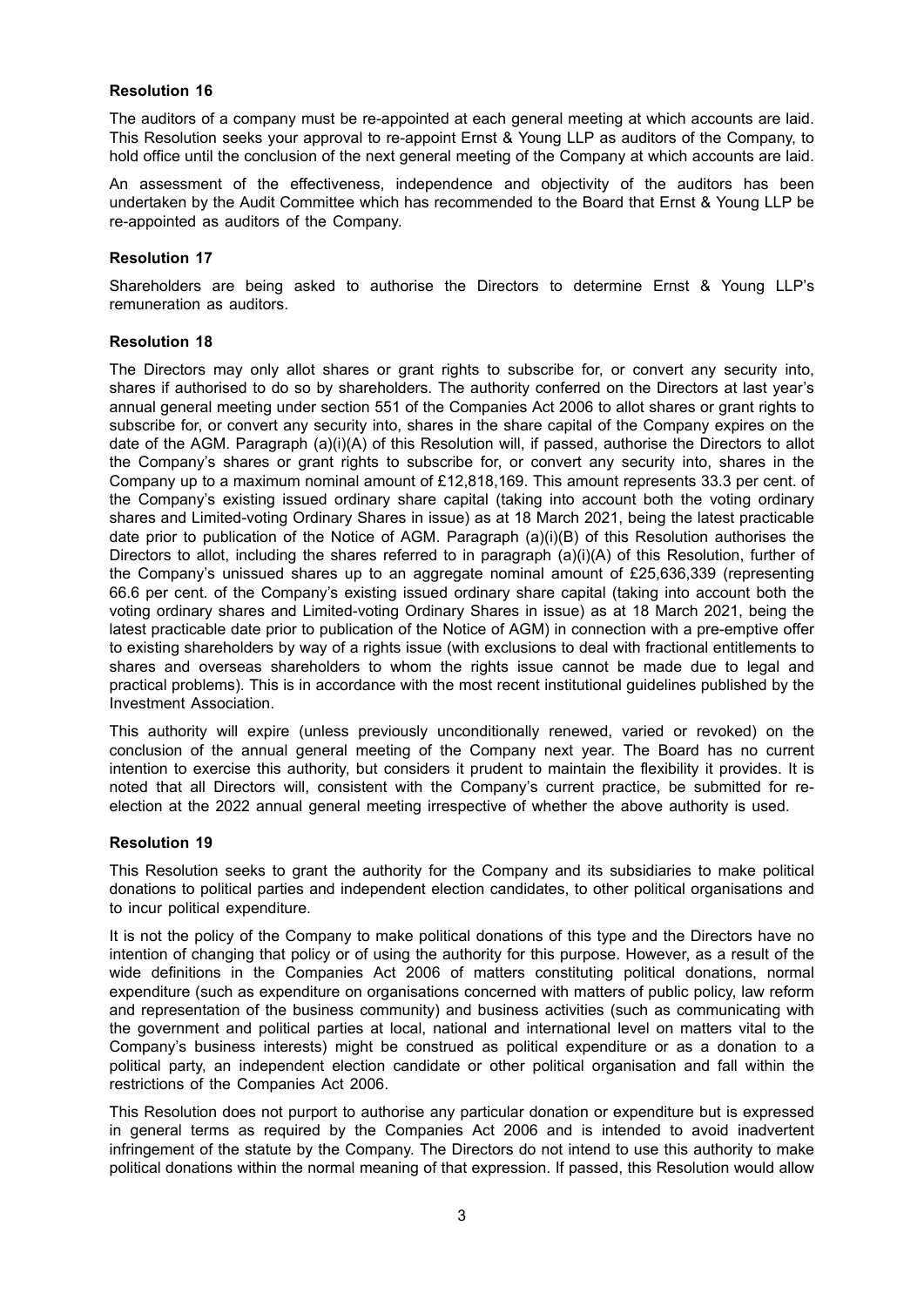**Resolution 16**

The auditors of a company must be re-appointed at each general meeting at which accounts are laid. This Resolution seeks your approval to re-appoint Ernst & Young LLP as auditors of the Company, to hold office until the conclusion of the next general meeting of the Company at which accounts are laid.

An assessment of the effectiveness, independence and objectivity of the auditors has been undertaken by the Audit Committee which has recommended to the Board that Ernst & Young LLP be re-appointed as auditors of the Company.

**Resolution 17**

Shareholders are being asked to authorise the Directors to determine Ernst & Young LLP's remuneration as auditors.

**Resolution 18**

The Directors may only allot shares or grant rights to subscribe for, or convert any security into, shares if authorised to do so by shareholders. The authority conferred on the Directors at last year's annual general meeting under section 551 of the Companies Act 2006 to allot shares or grant rights to subscribe for, or convert any security into, shares in the share capital of the Company expires on the date of the AGM. Paragraph (a)(i)(A) of this Resolution will, if passed, authorise the Directors to allot the Company's shares or grant rights to subscribe for, or convert any security into, shares in the Company up to a maximum nominal amount of £12,818,169. This amount represents 33.3 per cent. of the Company's existing issued ordinary share capital (taking into account both the voting ordinary shares and Limited-voting Ordinary Shares in issue) as at 18 March 2021, being the latest practicable date prior to publication of the Notice of AGM. Paragraph (a)(i)(B) of this Resolution authorises the Directors to allot, including the shares referred to in paragraph (a)(i)(A) of this Resolution, further of the Company's unissued shares up to an aggregate nominal amount of £25,636,339 (representing 66.6 per cent. of the Company's existing issued ordinary share capital (taking into account both the voting ordinary shares and Limited-voting Ordinary Shares in issue) as at 18 March 2021, being the latest practicable date prior to publication of the Notice of AGM) in connection with a pre-emptive offer to existing shareholders by way of a rights issue (with exclusions to deal with fractional entitlements to shares and overseas shareholders to whom the rights issue cannot be made due to legal and practical problems). This is in accordance with the most recent institutional guidelines published by the Investment Association.

This authority will expire (unless previously unconditionally renewed, varied or revoked) on the conclusion of the annual general meeting of the Company next year. The Board has no current intention to exercise this authority, but considers it prudent to maintain the flexibility it provides. It is noted that all Directors will, consistent with the Company's current practice, be submitted for re-election at the 2022 annual general meeting irrespective of whether the above authority is used.

**Resolution 19**

This Resolution seeks to grant the authority for the Company and its subsidiaries to make political donations to political parties and independent election candidates, to other political organisations and to incur political expenditure.

It is not the policy of the Company to make political donations of this type and the Directors have no intention of changing that policy or of using the authority for this purpose. However, as a result of the wide definitions in the Companies Act 2006 of matters constituting political donations, normal expenditure (such as expenditure on organisations concerned with matters of public policy, law reform and representation of the business community) and business activities (such as communicating with the government and political parties at local, national and international level on matters vital to the Company's business interests) might be construed as political expenditure or as a donation to a political party, an independent election candidate or other political organisation and fall within the restrictions of the Companies Act 2006.

This Resolution does not purport to authorise any particular donation or expenditure but is expressed in general terms as required by the Companies Act 2006 and is intended to avoid inadvertent infringement of the statute by the Company. The Directors do not intend to use this authority to make political donations within the normal meaning of that expression. If passed, this Resolution would allow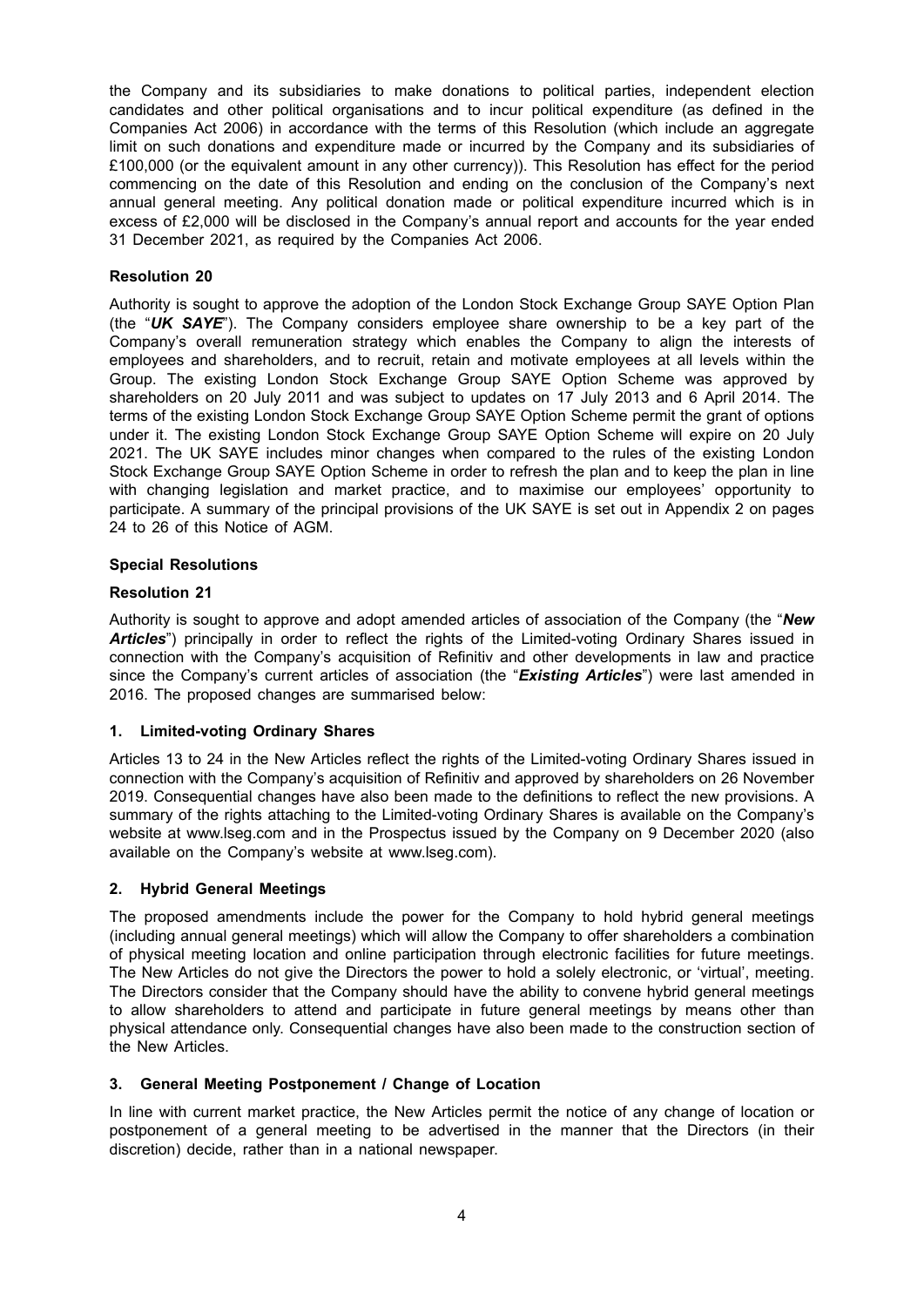the Company and its subsidiaries to make donations to political parties, independent election candidates and other political organisations and to incur political expenditure (as defined in the Companies Act 2006) in accordance with the terms of this Resolution (which include an aggregate limit on such donations and expenditure made or incurred by the Company and its subsidiaries of £100,000 (or the equivalent amount in any other currency)). This Resolution has effect for the period commencing on the date of this Resolution and ending on the conclusion of the Company's next annual general meeting. Any political donation made or political expenditure incurred which is in excess of £2,000 will be disclosed in the Company's annual report and accounts for the year ended 31 December 2021, as required by the Companies Act 2006.

**Resolution 20**

Authority is sought to approve the adoption of the London Stock Exchange Group SAYE Option Plan (the "***UK SAYE***"). The Company considers employee share ownership to be a key part of the Company's overall remuneration strategy which enables the Company to align the interests of employees and shareholders, and to recruit, retain and motivate employees at all levels within the Group. The existing London Stock Exchange Group SAYE Option Scheme was approved by shareholders on 20 July 2011 and was subject to updates on 17 July 2013 and 6 April 2014. The terms of the existing London Stock Exchange Group SAYE Option Scheme permit the grant of options under it. The existing London Stock Exchange Group SAYE Option Scheme will expire on 20 July 2021. The UK SAYE includes minor changes when compared to the rules of the existing London Stock Exchange Group SAYE Option Scheme in order to refresh the plan and to keep the plan in line with changing legislation and market practice, and to maximise our employees' opportunity to participate. A summary of the principal provisions of the UK SAYE is set out in Appendix 2 on pages 24 to 26 of this Notice of AGM.

**Special Resolutions**

**Resolution 21**

Authority is sought to approve and adopt amended articles of association of the Company (the "***New Articles***") principally in order to reflect the rights of the Limited-voting Ordinary Shares issued in connection with the Company's acquisition of Refinitiv and other developments in law and practice since the Company's current articles of association (the "***Existing Articles***") were last amended in 2016. The proposed changes are summarised below:

**1. Limited-voting Ordinary Shares**

Articles 13 to 24 in the New Articles reflect the rights of the Limited-voting Ordinary Shares issued in connection with the Company's acquisition of Refinitiv and approved by shareholders on 26 November 2019. Consequential changes have also been made to the definitions to reflect the new provisions. A summary of the rights attaching to the Limited-voting Ordinary Shares is available on the Company's website at www.lseg.com and in the Prospectus issued by the Company on 9 December 2020 (also available on the Company's website at www.lseg.com).

**2. Hybrid General Meetings**

The proposed amendments include the power for the Company to hold hybrid general meetings (including annual general meetings) which will allow the Company to offer shareholders a combination of physical meeting location and online participation through electronic facilities for future meetings. The New Articles do not give the Directors the power to hold a solely electronic, or 'virtual', meeting. The Directors consider that the Company should have the ability to convene hybrid general meetings to allow shareholders to attend and participate in future general meetings by means other than physical attendance only. Consequential changes have also been made to the construction section of the New Articles.

**3. General Meeting Postponement / Change of Location**

In line with current market practice, the New Articles permit the notice of any change of location or postponement of a general meeting to be advertised in the manner that the Directors (in their discretion) decide, rather than in a national newspaper.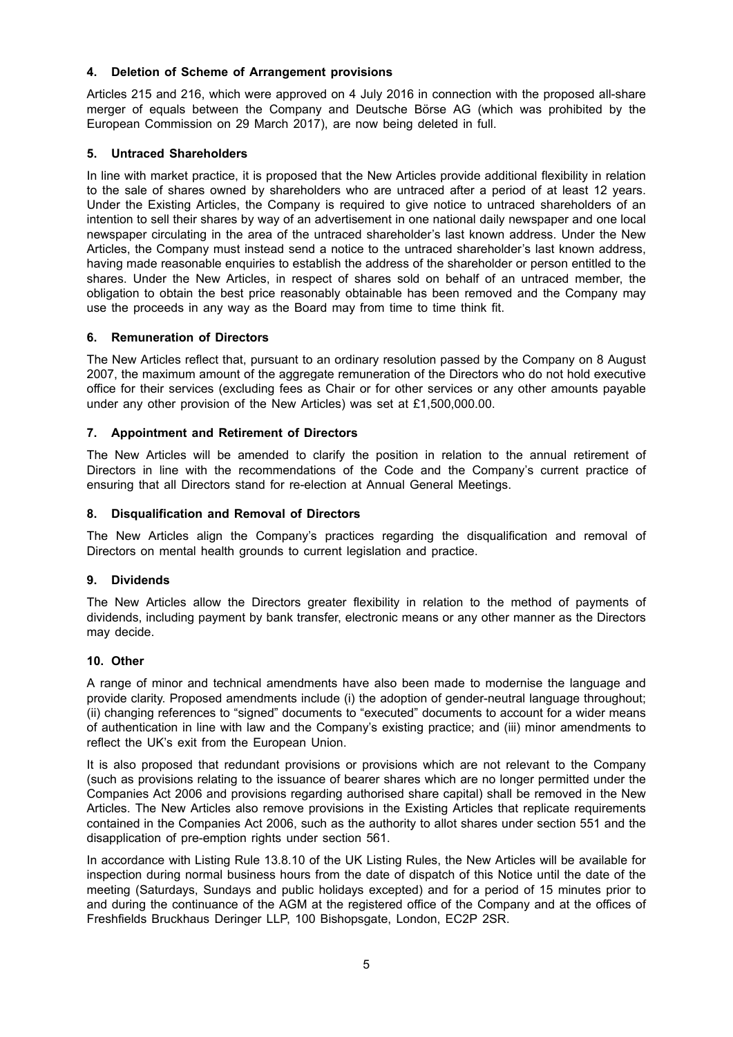### 4. Deletion of Scheme of Arrangement provisions

Articles 215 and 216, which were approved on 4 July 2016 in connection with the proposed all-share merger of equals between the Company and Deutsche Börse AG (which was prohibited by the European Commission on 29 March 2017), are now being deleted in full.

### 5. Untraced Shareholders

In line with market practice, it is proposed that the New Articles provide additional flexibility in relation to the sale of shares owned by shareholders who are untraced after a period of at least 12 years. Under the Existing Articles, the Company is required to give notice to untraced shareholders of an intention to sell their shares by way of an advertisement in one national daily newspaper and one local newspaper circulating in the area of the untraced shareholder's last known address. Under the New Articles, the Company must instead send a notice to the untraced shareholder's last known address, having made reasonable enquiries to establish the address of the shareholder or person entitled to the shares. Under the New Articles, in respect of shares sold on behalf of an untraced member, the obligation to obtain the best price reasonably obtainable has been removed and the Company may use the proceeds in any way as the Board may from time to time think fit.

### 6. Remuneration of Directors

The New Articles reflect that, pursuant to an ordinary resolution passed by the Company on 8 August 2007, the maximum amount of the aggregate remuneration of the Directors who do not hold executive office for their services (excluding fees as Chair or for other services or any other amounts payable under any other provision of the New Articles) was set at £1,500,000.00.

### 7. Appointment and Retirement of Directors

The New Articles will be amended to clarify the position in relation to the annual retirement of Directors in line with the recommendations of the Code and the Company's current practice of ensuring that all Directors stand for re-election at Annual General Meetings.

### 8. Disqualification and Removal of Directors

The New Articles align the Company's practices regarding the disqualification and removal of Directors on mental health grounds to current legislation and practice.

### 9. Dividends

The New Articles allow the Directors greater flexibility in relation to the method of payments of dividends, including payment by bank transfer, electronic means or any other manner as the Directors may decide.

### 10. Other

A range of minor and technical amendments have also been made to modernise the language and provide clarity. Proposed amendments include (i) the adoption of gender-neutral language throughout; (ii) changing references to "signed" documents to "executed" documents to account for a wider means of authentication in line with law and the Company's existing practice; and (iii) minor amendments to reflect the UK's exit from the European Union.

It is also proposed that redundant provisions or provisions which are not relevant to the Company (such as provisions relating to the issuance of bearer shares which are no longer permitted under the Companies Act 2006 and provisions regarding authorised share capital) shall be removed in the New Articles. The New Articles also remove provisions in the Existing Articles that replicate requirements contained in the Companies Act 2006, such as the authority to allot shares under section 551 and the disapplication of pre-emption rights under section 561.

In accordance with Listing Rule 13.8.10 of the UK Listing Rules, the New Articles will be available for inspection during normal business hours from the date of dispatch of this Notice until the date of the meeting (Saturdays, Sundays and public holidays excepted) and for a period of 15 minutes prior to and during the continuance of the AGM at the registered office of the Company and at the offices of Freshfields Bruckhaus Deringer LLP, 100 Bishopsgate, London, EC2P 2SR.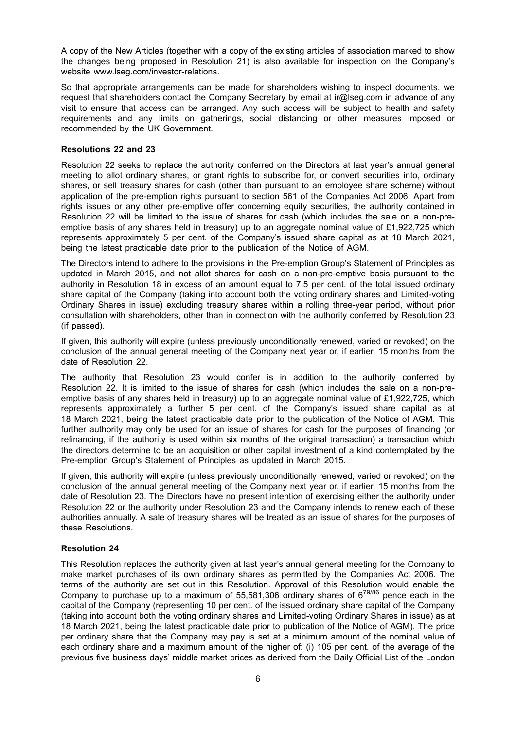A copy of the New Articles (together with a copy of the existing articles of association marked to show the changes being proposed in Resolution 21) is also available for inspection on the Company's website www.lseg.com/investor-relations.

So that appropriate arrangements can be made for shareholders wishing to inspect documents, we request that shareholders contact the Company Secretary by email at ir@lseg.com in advance of any visit to ensure that access can be arranged. Any such access will be subject to health and safety requirements and any limits on gatherings, social distancing or other measures imposed or recommended by the UK Government.

**Resolutions 22 and 23**

Resolution 22 seeks to replace the authority conferred on the Directors at last year's annual general meeting to allot ordinary shares, or grant rights to subscribe for, or convert securities into, ordinary shares, or sell treasury shares for cash (other than pursuant to an employee share scheme) without application of the pre-emption rights pursuant to section 561 of the Companies Act 2006. Apart from rights issues or any other pre-emptive offer concerning equity securities, the authority contained in Resolution 22 will be limited to the issue of shares for cash (which includes the sale on a non-pre-emptive basis of any shares held in treasury) up to an aggregate nominal value of £1,922,725 which represents approximately 5 per cent. of the Company's issued share capital as at 18 March 2021, being the latest practicable date prior to the publication of the Notice of AGM.

The Directors intend to adhere to the provisions in the Pre-emption Group's Statement of Principles as updated in March 2015, and not allot shares for cash on a non-pre-emptive basis pursuant to the authority in Resolution 18 in excess of an amount equal to 7.5 per cent. of the total issued ordinary share capital of the Company (taking into account both the voting ordinary shares and Limited-voting Ordinary Shares in issue) excluding treasury shares within a rolling three-year period, without prior consultation with shareholders, other than in connection with the authority conferred by Resolution 23 (if passed).

If given, this authority will expire (unless previously unconditionally renewed, varied or revoked) on the conclusion of the annual general meeting of the Company next year or, if earlier, 15 months from the date of Resolution 22.

The authority that Resolution 23 would confer is in addition to the authority conferred by Resolution 22. It is limited to the issue of shares for cash (which includes the sale on a non-pre-emptive basis of any shares held in treasury) up to an aggregate nominal value of £1,922,725, which represents approximately a further 5 per cent. of the Company's issued share capital as at 18 March 2021, being the latest practicable date prior to the publication of the Notice of AGM. This further authority may only be used for an issue of shares for cash for the purposes of financing (or refinancing, if the authority is used within six months of the original transaction) a transaction which the directors determine to be an acquisition or other capital investment of a kind contemplated by the Pre-emption Group's Statement of Principles as updated in March 2015.

If given, this authority will expire (unless previously unconditionally renewed, varied or revoked) on the conclusion of the annual general meeting of the Company next year or, if earlier, 15 months from the date of Resolution 23. The Directors have no present intention of exercising either the authority under Resolution 22 or the authority under Resolution 23 and the Company intends to renew each of these authorities annually. A sale of treasury shares will be treated as an issue of shares for the purposes of these Resolutions.

**Resolution 24**

This Resolution replaces the authority given at last year's annual general meeting for the Company to make market purchases of its own ordinary shares as permitted by the Companies Act 2006. The terms of the authority are set out in this Resolution. Approval of this Resolution would enable the Company to purchase up to a maximum of 55,581,306 ordinary shares of $6^{79/86}$ pence each in the capital of the Company (representing 10 per cent. of the issued ordinary share capital of the Company (taking into account both the voting ordinary shares and Limited-voting Ordinary Shares in issue) as at 18 March 2021, being the latest practicable date prior to publication of the Notice of AGM). The price per ordinary share that the Company may pay is set at a minimum amount of the nominal value of each ordinary share and a maximum amount of the higher of: (i) 105 per cent. of the average of the previous five business days' middle market prices as derived from the Daily Official List of the London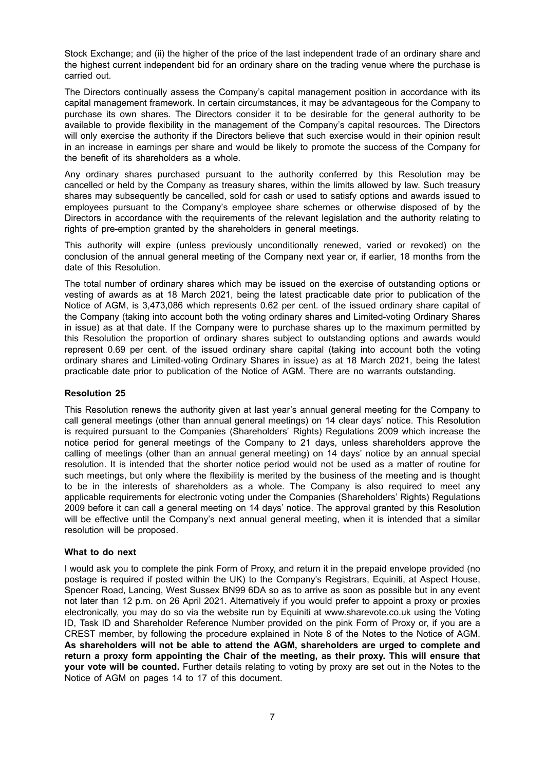Stock Exchange; and (ii) the higher of the price of the last independent trade of an ordinary share and the highest current independent bid for an ordinary share on the trading venue where the purchase is carried out.

The Directors continually assess the Company's capital management position in accordance with its capital management framework. In certain circumstances, it may be advantageous for the Company to purchase its own shares. The Directors consider it to be desirable for the general authority to be available to provide flexibility in the management of the Company's capital resources. The Directors will only exercise the authority if the Directors believe that such exercise would in their opinion result in an increase in earnings per share and would be likely to promote the success of the Company for the benefit of its shareholders as a whole.

Any ordinary shares purchased pursuant to the authority conferred by this Resolution may be cancelled or held by the Company as treasury shares, within the limits allowed by law. Such treasury shares may subsequently be cancelled, sold for cash or used to satisfy options and awards issued to employees pursuant to the Company's employee share schemes or otherwise disposed of by the Directors in accordance with the requirements of the relevant legislation and the authority relating to rights of pre-emption granted by the shareholders in general meetings.

This authority will expire (unless previously unconditionally renewed, varied or revoked) on the conclusion of the annual general meeting of the Company next year or, if earlier, 18 months from the date of this Resolution.

The total number of ordinary shares which may be issued on the exercise of outstanding options or vesting of awards as at 18 March 2021, being the latest practicable date prior to publication of the Notice of AGM, is 3,473,086 which represents 0.62 per cent. of the issued ordinary share capital of the Company (taking into account both the voting ordinary shares and Limited-voting Ordinary Shares in issue) as at that date. If the Company were to purchase shares up to the maximum permitted by this Resolution the proportion of ordinary shares subject to outstanding options and awards would represent 0.69 per cent. of the issued ordinary share capital (taking into account both the voting ordinary shares and Limited-voting Ordinary Shares in issue) as at 18 March 2021, being the latest practicable date prior to publication of the Notice of AGM. There are no warrants outstanding.

**Resolution 25**

This Resolution renews the authority given at last year's annual general meeting for the Company to call general meetings (other than annual general meetings) on 14 clear days' notice. This Resolution is required pursuant to the Companies (Shareholders' Rights) Regulations 2009 which increase the notice period for general meetings of the Company to 21 days, unless shareholders approve the calling of meetings (other than an annual general meeting) on 14 days' notice by an annual special resolution. It is intended that the shorter notice period would not be used as a matter of routine for such meetings, but only where the flexibility is merited by the business of the meeting and is thought to be in the interests of shareholders as a whole. The Company is also required to meet any applicable requirements for electronic voting under the Companies (Shareholders' Rights) Regulations 2009 before it can call a general meeting on 14 days' notice. The approval granted by this Resolution will be effective until the Company's next annual general meeting, when it is intended that a similar resolution will be proposed.

**What to do next**

I would ask you to complete the pink Form of Proxy, and return it in the prepaid envelope provided (no postage is required if posted within the UK) to the Company's Registrars, Equiniti, at Aspect House, Spencer Road, Lancing, West Sussex BN99 6DA so as to arrive as soon as possible but in any event not later than 12 p.m. on 26 April 2021. Alternatively if you would prefer to appoint a proxy or proxies electronically, you may do so via the website run by Equiniti at www.sharevote.co.uk using the Voting ID, Task ID and Shareholder Reference Number provided on the pink Form of Proxy or, if you are a CREST member, by following the procedure explained in Note 8 of the Notes to the Notice of AGM. **As shareholders will not be able to attend the AGM, shareholders are urged to complete and return a proxy form appointing the Chair of the meeting, as their proxy. This will ensure that your vote will be counted.** Further details relating to voting by proxy are set out in the Notes to the Notice of AGM on pages 14 to 17 of this document.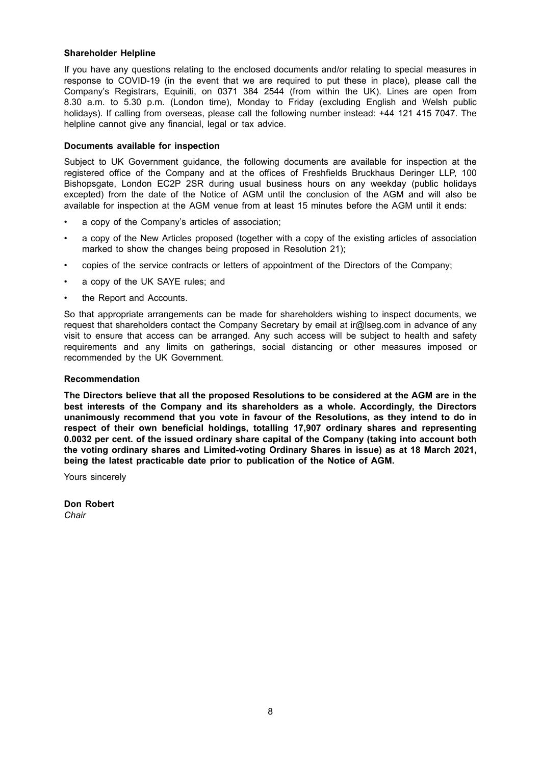**Shareholder Helpline**

If you have any questions relating to the enclosed documents and/or relating to special measures in response to COVID-19 (in the event that we are required to put these in place), please call the Company's Registrars, Equiniti, on 0371 384 2544 (from within the UK). Lines are open from 8.30 a.m. to 5.30 p.m. (London time), Monday to Friday (excluding English and Welsh public holidays). If calling from overseas, please call the following number instead: +44 121 415 7047. The helpline cannot give any financial, legal or tax advice.

**Documents available for inspection**

Subject to UK Government guidance, the following documents are available for inspection at the registered office of the Company and at the offices of Freshfields Bruckhaus Deringer LLP, 100 Bishopsgate, London EC2P 2SR during usual business hours on any weekday (public holidays excepted) from the date of the Notice of AGM until the conclusion of the AGM and will also be available for inspection at the AGM venue from at least 15 minutes before the AGM until it ends:

- a copy of the Company's articles of association;
- a copy of the New Articles proposed (together with a copy of the existing articles of association marked to show the changes being proposed in Resolution 21);
- copies of the service contracts or letters of appointment of the Directors of the Company;
- a copy of the UK SAYE rules; and
- the Report and Accounts.

So that appropriate arrangements can be made for shareholders wishing to inspect documents, we request that shareholders contact the Company Secretary by email at ir@lseg.com in advance of any visit to ensure that access can be arranged. Any such access will be subject to health and safety requirements and any limits on gatherings, social distancing or other measures imposed or recommended by the UK Government.

**Recommendation**

**The Directors believe that all the proposed Resolutions to be considered at the AGM are in the best interests of the Company and its shareholders as a whole. Accordingly, the Directors unanimously recommend that you vote in favour of the Resolutions, as they intend to do in respect of their own beneficial holdings, totalling 17,907 ordinary shares and representing 0.0032 per cent. of the issued ordinary share capital of the Company (taking into account both the voting ordinary shares and Limited-voting Ordinary Shares in issue) as at 18 March 2021, being the latest practicable date prior to publication of the Notice of AGM.**

Yours sincerely

**Don Robert**
*Chair*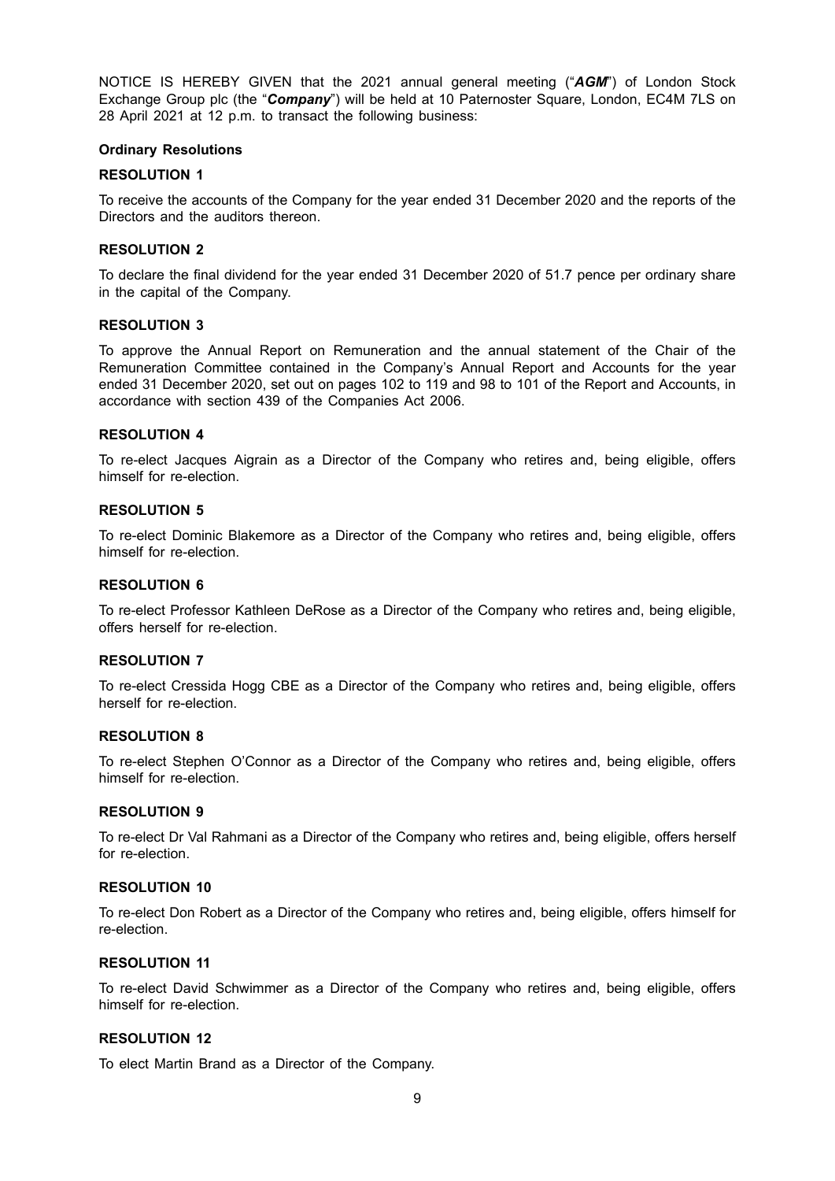NOTICE IS HEREBY GIVEN that the 2021 annual general meeting ("***AGM***") of London Stock Exchange Group plc (the "***Company***") will be held at 10 Paternoster Square, London, EC4M 7LS on 28 April 2021 at 12 p.m. to transact the following business:

**Ordinary Resolutions**

**RESOLUTION 1**

To receive the accounts of the Company for the year ended 31 December 2020 and the reports of the Directors and the auditors thereon.

**RESOLUTION 2**

To declare the final dividend for the year ended 31 December 2020 of 51.7 pence per ordinary share in the capital of the Company.

**RESOLUTION 3**

To approve the Annual Report on Remuneration and the annual statement of the Chair of the Remuneration Committee contained in the Company's Annual Report and Accounts for the year ended 31 December 2020, set out on pages 102 to 119 and 98 to 101 of the Report and Accounts, in accordance with section 439 of the Companies Act 2006.

**RESOLUTION 4**

To re-elect Jacques Aigrain as a Director of the Company who retires and, being eligible, offers himself for re-election.

**RESOLUTION 5**

To re-elect Dominic Blakemore as a Director of the Company who retires and, being eligible, offers himself for re-election.

**RESOLUTION 6**

To re-elect Professor Kathleen DeRose as a Director of the Company who retires and, being eligible, offers herself for re-election.

**RESOLUTION 7**

To re-elect Cressida Hogg CBE as a Director of the Company who retires and, being eligible, offers herself for re-election.

**RESOLUTION 8**

To re-elect Stephen O'Connor as a Director of the Company who retires and, being eligible, offers himself for re-election.

**RESOLUTION 9**

To re-elect Dr Val Rahmani as a Director of the Company who retires and, being eligible, offers herself for re-election.

**RESOLUTION 10**

To re-elect Don Robert as a Director of the Company who retires and, being eligible, offers himself for re-election.

**RESOLUTION 11**

To re-elect David Schwimmer as a Director of the Company who retires and, being eligible, offers himself for re-election.

**RESOLUTION 12**

To elect Martin Brand as a Director of the Company.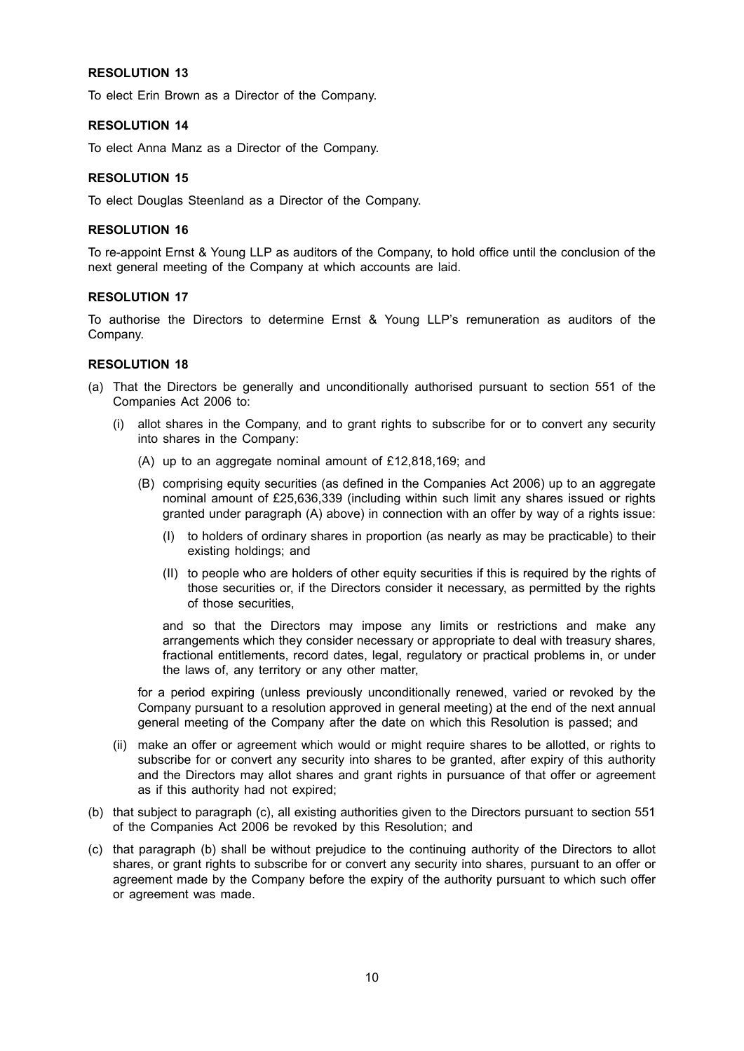**RESOLUTION 13**

To elect Erin Brown as a Director of the Company.

**RESOLUTION 14**

To elect Anna Manz as a Director of the Company.

**RESOLUTION 15**

To elect Douglas Steenland as a Director of the Company.

**RESOLUTION 16**

To re-appoint Ernst & Young LLP as auditors of the Company, to hold office until the conclusion of the next general meeting of the Company at which accounts are laid.

**RESOLUTION 17**

To authorise the Directors to determine Ernst & Young LLP's remuneration as auditors of the Company.

**RESOLUTION 18**

(a) That the Directors be generally and unconditionally authorised pursuant to section 551 of the Companies Act 2006 to:

   (i) allot shares in the Company, and to grant rights to subscribe for or to convert any security into shares in the Company:

      (A) up to an aggregate nominal amount of £12,818,169; and

      (B) comprising equity securities (as defined in the Companies Act 2006) up to an aggregate nominal amount of £25,636,339 (including within such limit any shares issued or rights granted under paragraph (A) above) in connection with an offer by way of a rights issue:

         (I) to holders of ordinary shares in proportion (as nearly as may be practicable) to their existing holdings; and

         (II) to people who are holders of other equity securities if this is required by the rights of those securities or, if the Directors consider it necessary, as permitted by the rights of those securities,

      and so that the Directors may impose any limits or restrictions and make any arrangements which they consider necessary or appropriate to deal with treasury shares, fractional entitlements, record dates, legal, regulatory or practical problems in, or under the laws of, any territory or any other matter,

   for a period expiring (unless previously unconditionally renewed, varied or revoked by the Company pursuant to a resolution approved in general meeting) at the end of the next annual general meeting of the Company after the date on which this Resolution is passed; and

   (ii) make an offer or agreement which would or might require shares to be allotted, or rights to subscribe for or convert any security into shares to be granted, after expiry of this authority and the Directors may allot shares and grant rights in pursuance of that offer or agreement as if this authority had not expired;

(b) that subject to paragraph (c), all existing authorities given to the Directors pursuant to section 551 of the Companies Act 2006 be revoked by this Resolution; and

(c) that paragraph (b) shall be without prejudice to the continuing authority of the Directors to allot shares, or grant rights to subscribe for or convert any security into shares, pursuant to an offer or agreement made by the Company before the expiry of the authority pursuant to which such offer or agreement was made.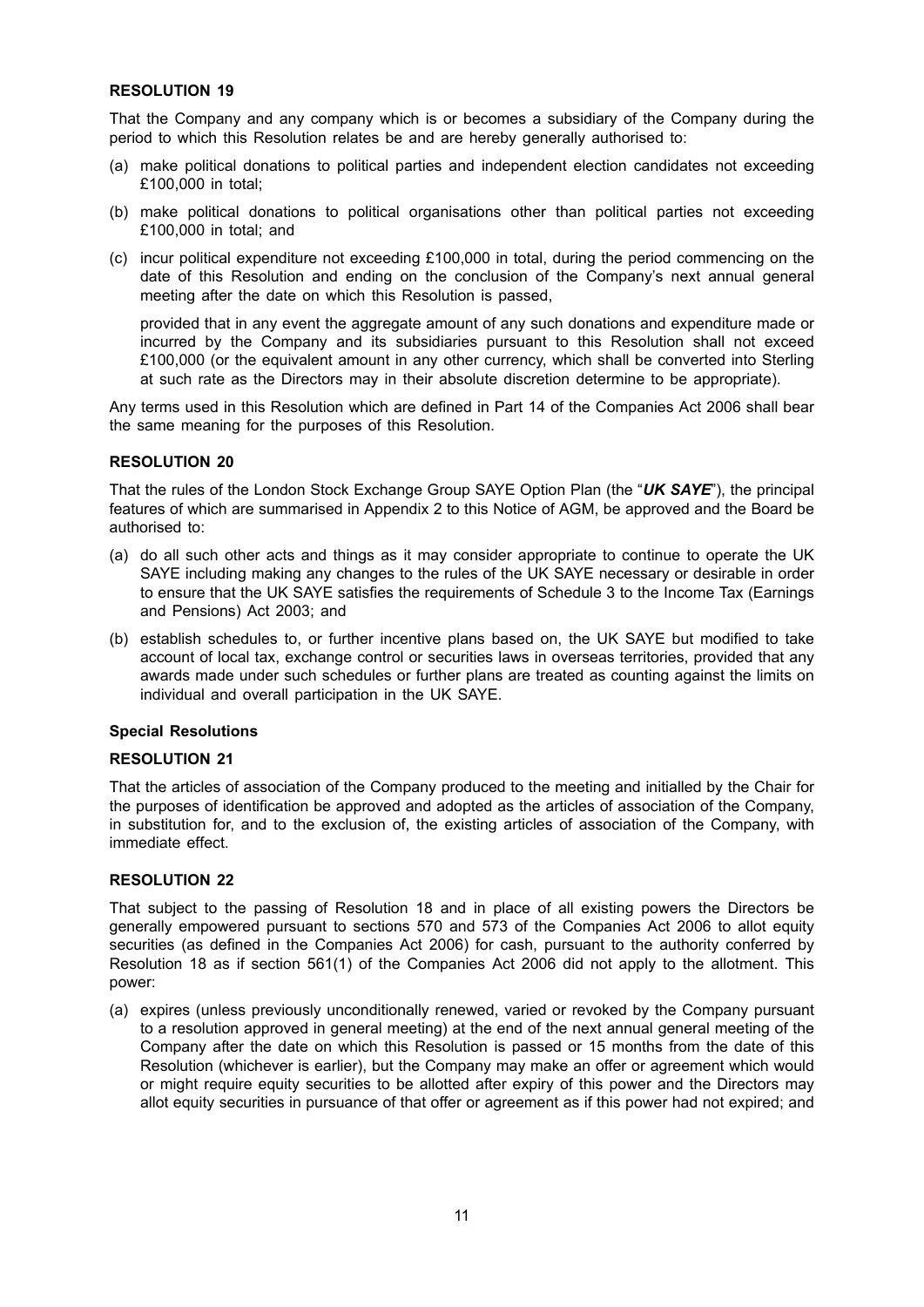### RESOLUTION 19

That the Company and any company which is or becomes a subsidiary of the Company during the period to which this Resolution relates be and are hereby generally authorised to:

(a) make political donations to political parties and independent election candidates not exceeding £100,000 in total;

(b) make political donations to political organisations other than political parties not exceeding £100,000 in total; and

(c) incur political expenditure not exceeding £100,000 in total, during the period commencing on the date of this Resolution and ending on the conclusion of the Company's next annual general meeting after the date on which this Resolution is passed,

provided that in any event the aggregate amount of any such donations and expenditure made or incurred by the Company and its subsidiaries pursuant to this Resolution shall not exceed £100,000 (or the equivalent amount in any other currency, which shall be converted into Sterling at such rate as the Directors may in their absolute discretion determine to be appropriate).

Any terms used in this Resolution which are defined in Part 14 of the Companies Act 2006 shall bear the same meaning for the purposes of this Resolution.

### RESOLUTION 20

That the rules of the London Stock Exchange Group SAYE Option Plan (the "***UK SAYE***"), the principal features of which are summarised in Appendix 2 to this Notice of AGM, be approved and the Board be authorised to:

(a) do all such other acts and things as it may consider appropriate to continue to operate the UK SAYE including making any changes to the rules of the UK SAYE necessary or desirable in order to ensure that the UK SAYE satisfies the requirements of Schedule 3 to the Income Tax (Earnings and Pensions) Act 2003; and

(b) establish schedules to, or further incentive plans based on, the UK SAYE but modified to take account of local tax, exchange control or securities laws in overseas territories, provided that any awards made under such schedules or further plans are treated as counting against the limits on individual and overall participation in the UK SAYE.

### Special Resolutions

### RESOLUTION 21

That the articles of association of the Company produced to the meeting and initialled by the Chair for the purposes of identification be approved and adopted as the articles of association of the Company, in substitution for, and to the exclusion of, the existing articles of association of the Company, with immediate effect.

### RESOLUTION 22

That subject to the passing of Resolution 18 and in place of all existing powers the Directors be generally empowered pursuant to sections 570 and 573 of the Companies Act 2006 to allot equity securities (as defined in the Companies Act 2006) for cash, pursuant to the authority conferred by Resolution 18 as if section 561(1) of the Companies Act 2006 did not apply to the allotment. This power:

(a) expires (unless previously unconditionally renewed, varied or revoked by the Company pursuant to a resolution approved in general meeting) at the end of the next annual general meeting of the Company after the date on which this Resolution is passed or 15 months from the date of this Resolution (whichever is earlier), but the Company may make an offer or agreement which would or might require equity securities to be allotted after expiry of this power and the Directors may allot equity securities in pursuance of that offer or agreement as if this power had not expired; and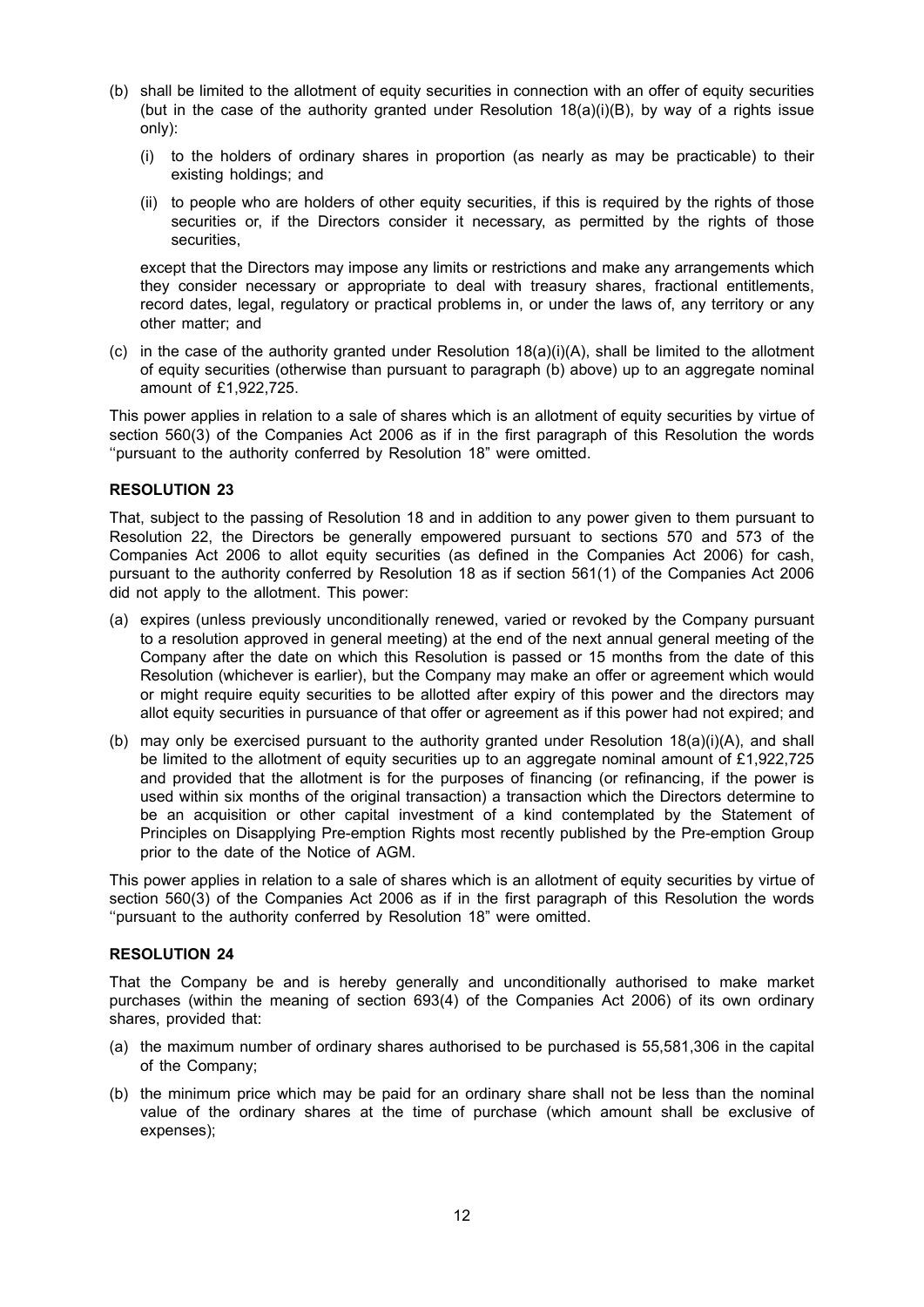(b) shall be limited to the allotment of equity securities in connection with an offer of equity securities (but in the case of the authority granted under Resolution 18(a)(i)(B), by way of a rights issue only):

   (i) to the holders of ordinary shares in proportion (as nearly as may be practicable) to their existing holdings; and

   (ii) to people who are holders of other equity securities, if this is required by the rights of those securities or, if the Directors consider it necessary, as permitted by the rights of those securities,

   except that the Directors may impose any limits or restrictions and make any arrangements which they consider necessary or appropriate to deal with treasury shares, fractional entitlements, record dates, legal, regulatory or practical problems in, or under the laws of, any territory or any other matter; and

(c) in the case of the authority granted under Resolution 18(a)(i)(A), shall be limited to the allotment of equity securities (otherwise than pursuant to paragraph (b) above) up to an aggregate nominal amount of £1,922,725.

This power applies in relation to a sale of shares which is an allotment of equity securities by virtue of section 560(3) of the Companies Act 2006 as if in the first paragraph of this Resolution the words ''pursuant to the authority conferred by Resolution 18" were omitted.

**RESOLUTION 23**

That, subject to the passing of Resolution 18 and in addition to any power given to them pursuant to Resolution 22, the Directors be generally empowered pursuant to sections 570 and 573 of the Companies Act 2006 to allot equity securities (as defined in the Companies Act 2006) for cash, pursuant to the authority conferred by Resolution 18 as if section 561(1) of the Companies Act 2006 did not apply to the allotment. This power:

(a) expires (unless previously unconditionally renewed, varied or revoked by the Company pursuant to a resolution approved in general meeting) at the end of the next annual general meeting of the Company after the date on which this Resolution is passed or 15 months from the date of this Resolution (whichever is earlier), but the Company may make an offer or agreement which would or might require equity securities to be allotted after expiry of this power and the directors may allot equity securities in pursuance of that offer or agreement as if this power had not expired; and

(b) may only be exercised pursuant to the authority granted under Resolution 18(a)(i)(A), and shall be limited to the allotment of equity securities up to an aggregate nominal amount of £1,922,725 and provided that the allotment is for the purposes of financing (or refinancing, if the power is used within six months of the original transaction) a transaction which the Directors determine to be an acquisition or other capital investment of a kind contemplated by the Statement of Principles on Disapplying Pre-emption Rights most recently published by the Pre-emption Group prior to the date of the Notice of AGM.

This power applies in relation to a sale of shares which is an allotment of equity securities by virtue of section 560(3) of the Companies Act 2006 as if in the first paragraph of this Resolution the words ''pursuant to the authority conferred by Resolution 18" were omitted.

**RESOLUTION 24**

That the Company be and is hereby generally and unconditionally authorised to make market purchases (within the meaning of section 693(4) of the Companies Act 2006) of its own ordinary shares, provided that:

(a) the maximum number of ordinary shares authorised to be purchased is 55,581,306 in the capital of the Company;

(b) the minimum price which may be paid for an ordinary share shall not be less than the nominal value of the ordinary shares at the time of purchase (which amount shall be exclusive of expenses);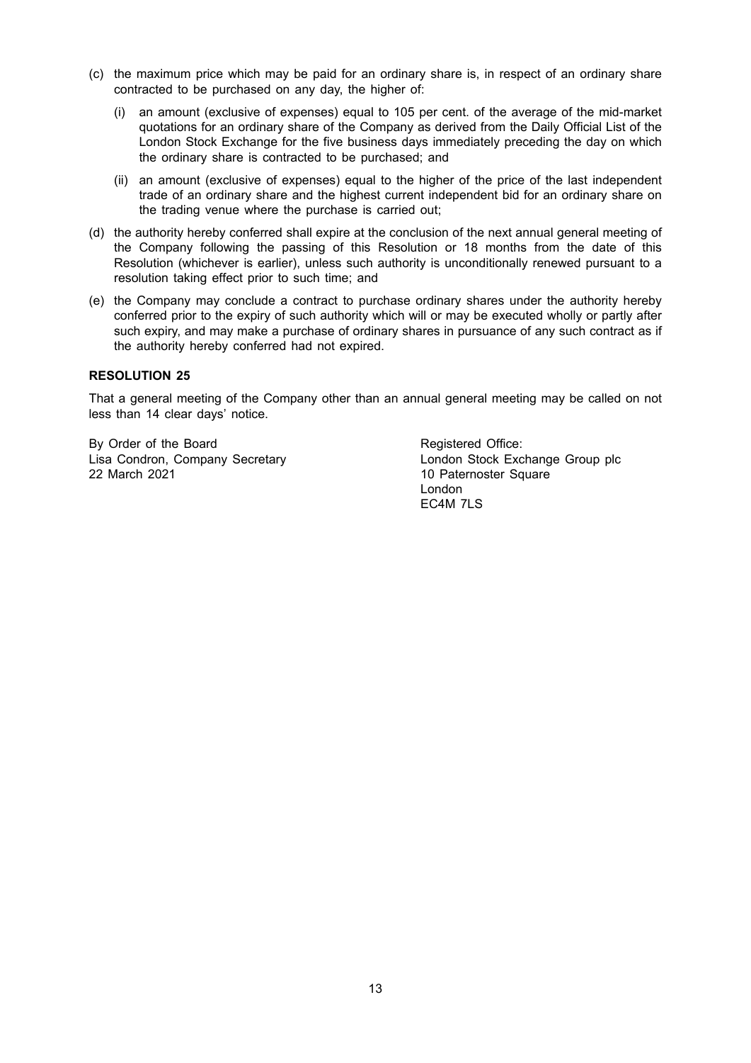(c) the maximum price which may be paid for an ordinary share is, in respect of an ordinary share contracted to be purchased on any day, the higher of:

   (i) an amount (exclusive of expenses) equal to 105 per cent. of the average of the mid-market quotations for an ordinary share of the Company as derived from the Daily Official List of the London Stock Exchange for the five business days immediately preceding the day on which the ordinary share is contracted to be purchased; and

   (ii) an amount (exclusive of expenses) equal to the higher of the price of the last independent trade of an ordinary share and the highest current independent bid for an ordinary share on the trading venue where the purchase is carried out;

(d) the authority hereby conferred shall expire at the conclusion of the next annual general meeting of the Company following the passing of this Resolution or 18 months from the date of this Resolution (whichever is earlier), unless such authority is unconditionally renewed pursuant to a resolution taking effect prior to such time; and

(e) the Company may conclude a contract to purchase ordinary shares under the authority hereby conferred prior to the expiry of such authority which will or may be executed wholly or partly after such expiry, and may make a purchase of ordinary shares in pursuance of any such contract as if the authority hereby conferred had not expired.

**RESOLUTION 25**

That a general meeting of the Company other than an annual general meeting may be called on not less than 14 clear days' notice.

By Order of the Board
Lisa Condron, Company Secretary
22 March 2021

Registered Office:
London Stock Exchange Group plc
10 Paternoster Square
London
EC4M 7LS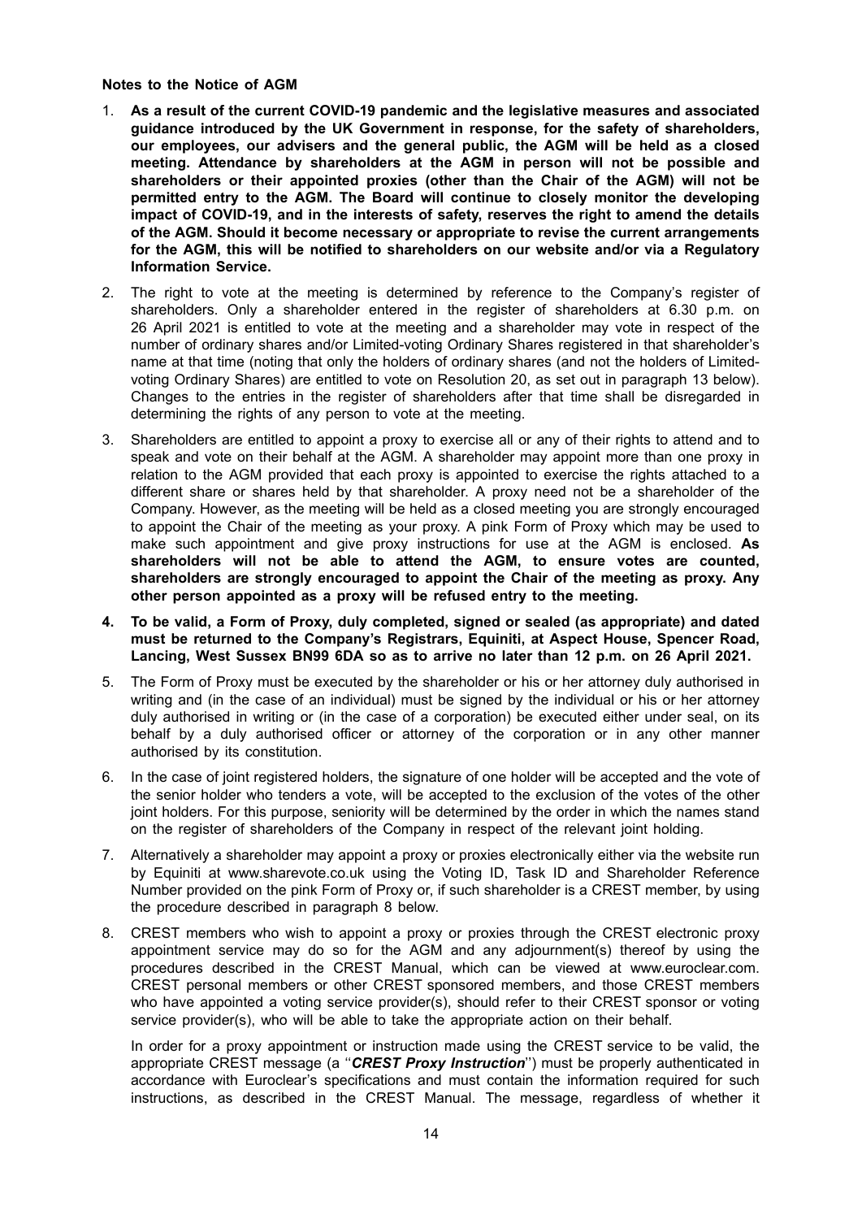**Notes to the Notice of AGM**

1. **As a result of the current COVID-19 pandemic and the legislative measures and associated guidance introduced by the UK Government in response, for the safety of shareholders, our employees, our advisers and the general public, the AGM will be held as a closed meeting. Attendance by shareholders at the AGM in person will not be possible and shareholders or their appointed proxies (other than the Chair of the AGM) will not be permitted entry to the AGM. The Board will continue to closely monitor the developing impact of COVID-19, and in the interests of safety, reserves the right to amend the details of the AGM. Should it become necessary or appropriate to revise the current arrangements for the AGM, this will be notified to shareholders on our website and/or via a Regulatory Information Service.**

2. The right to vote at the meeting is determined by reference to the Company's register of shareholders. Only a shareholder entered in the register of shareholders at 6.30 p.m. on 26 April 2021 is entitled to vote at the meeting and a shareholder may vote in respect of the number of ordinary shares and/or Limited-voting Ordinary Shares registered in that shareholder's name at that time (noting that only the holders of ordinary shares (and not the holders of Limited-voting Ordinary Shares) are entitled to vote on Resolution 20, as set out in paragraph 13 below). Changes to the entries in the register of shareholders after that time shall be disregarded in determining the rights of any person to vote at the meeting.

3. Shareholders are entitled to appoint a proxy to exercise all or any of their rights to attend and to speak and vote on their behalf at the AGM. A shareholder may appoint more than one proxy in relation to the AGM provided that each proxy is appointed to exercise the rights attached to a different share or shares held by that shareholder. A proxy need not be a shareholder of the Company. However, as the meeting will be held as a closed meeting you are strongly encouraged to appoint the Chair of the meeting as your proxy. A pink Form of Proxy which may be used to make such appointment and give proxy instructions for use at the AGM is enclosed. **As shareholders will not be able to attend the AGM, to ensure votes are counted, shareholders are strongly encouraged to appoint the Chair of the meeting as proxy. Any other person appointed as a proxy will be refused entry to the meeting.**

4. **To be valid, a Form of Proxy, duly completed, signed or sealed (as appropriate) and dated must be returned to the Company's Registrars, Equiniti, at Aspect House, Spencer Road, Lancing, West Sussex BN99 6DA so as to arrive no later than 12 p.m. on 26 April 2021.**

5. The Form of Proxy must be executed by the shareholder or his or her attorney duly authorised in writing and (in the case of an individual) must be signed by the individual or his or her attorney duly authorised in writing or (in the case of a corporation) be executed either under seal, on its behalf by a duly authorised officer or attorney of the corporation or in any other manner authorised by its constitution.

6. In the case of joint registered holders, the signature of one holder will be accepted and the vote of the senior holder who tenders a vote, will be accepted to the exclusion of the votes of the other joint holders. For this purpose, seniority will be determined by the order in which the names stand on the register of shareholders of the Company in respect of the relevant joint holding.

7. Alternatively a shareholder may appoint a proxy or proxies electronically either via the website run by Equiniti at www.sharevote.co.uk using the Voting ID, Task ID and Shareholder Reference Number provided on the pink Form of Proxy or, if such shareholder is a CREST member, by using the procedure described in paragraph 8 below.

8. CREST members who wish to appoint a proxy or proxies through the CREST electronic proxy appointment service may do so for the AGM and any adjournment(s) thereof by using the procedures described in the CREST Manual, which can be viewed at www.euroclear.com. CREST personal members or other CREST sponsored members, and those CREST members who have appointed a voting service provider(s), should refer to their CREST sponsor or voting service provider(s), who will be able to take the appropriate action on their behalf.

   In order for a proxy appointment or instruction made using the CREST service to be valid, the appropriate CREST message (a ''***CREST Proxy Instruction***'') must be properly authenticated in accordance with Euroclear's specifications and must contain the information required for such instructions, as described in the CREST Manual. The message, regardless of whether it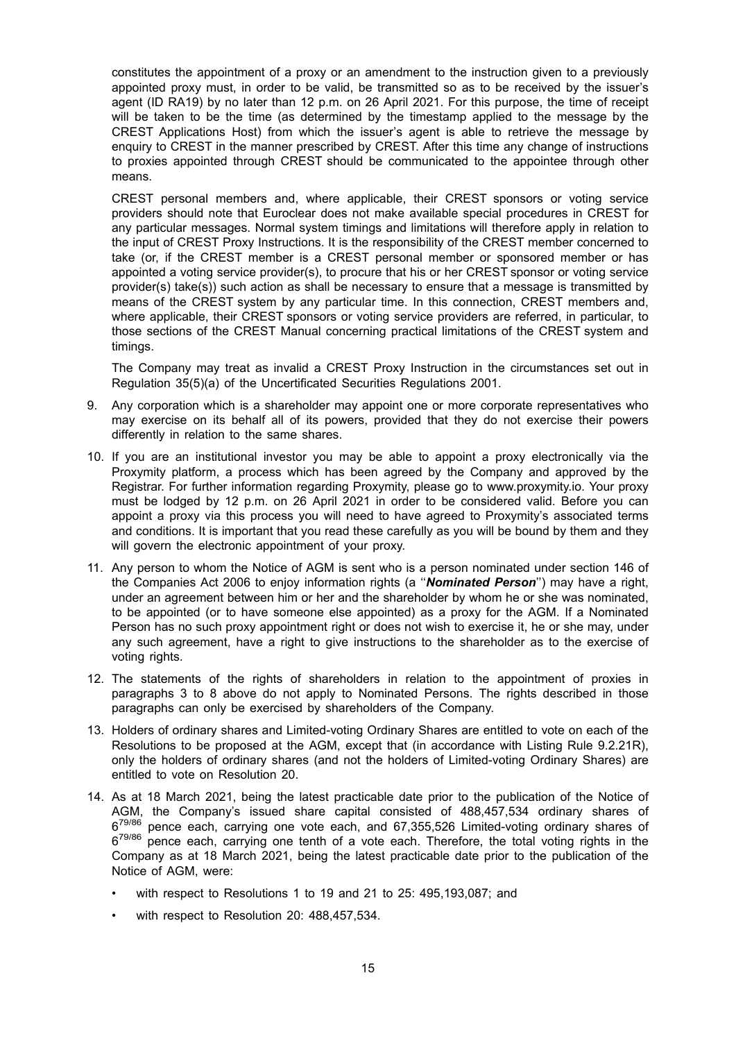constitutes the appointment of a proxy or an amendment to the instruction given to a previously appointed proxy must, in order to be valid, be transmitted so as to be received by the issuer's agent (ID RA19) by no later than 12 p.m. on 26 April 2021. For this purpose, the time of receipt will be taken to be the time (as determined by the timestamp applied to the message by the CREST Applications Host) from which the issuer's agent is able to retrieve the message by enquiry to CREST in the manner prescribed by CREST. After this time any change of instructions to proxies appointed through CREST should be communicated to the appointee through other means.

CREST personal members and, where applicable, their CREST sponsors or voting service providers should note that Euroclear does not make available special procedures in CREST for any particular messages. Normal system timings and limitations will therefore apply in relation to the input of CREST Proxy Instructions. It is the responsibility of the CREST member concerned to take (or, if the CREST member is a CREST personal member or sponsored member or has appointed a voting service provider(s), to procure that his or her CREST sponsor or voting service provider(s) take(s)) such action as shall be necessary to ensure that a message is transmitted by means of the CREST system by any particular time. In this connection, CREST members and, where applicable, their CREST sponsors or voting service providers are referred, in particular, to those sections of the CREST Manual concerning practical limitations of the CREST system and timings.

The Company may treat as invalid a CREST Proxy Instruction in the circumstances set out in Regulation 35(5)(a) of the Uncertificated Securities Regulations 2001.

9. Any corporation which is a shareholder may appoint one or more corporate representatives who may exercise on its behalf all of its powers, provided that they do not exercise their powers differently in relation to the same shares.

10. If you are an institutional investor you may be able to appoint a proxy electronically via the Proxymity platform, a process which has been agreed by the Company and approved by the Registrar. For further information regarding Proxymity, please go to www.proxymity.io. Your proxy must be lodged by 12 p.m. on 26 April 2021 in order to be considered valid. Before you can appoint a proxy via this process you will need to have agreed to Proxymity's associated terms and conditions. It is important that you read these carefully as you will be bound by them and they will govern the electronic appointment of your proxy.

11. Any person to whom the Notice of AGM is sent who is a person nominated under section 146 of the Companies Act 2006 to enjoy information rights (a ''***Nominated Person***'') may have a right, under an agreement between him or her and the shareholder by whom he or she was nominated, to be appointed (or to have someone else appointed) as a proxy for the AGM. If a Nominated Person has no such proxy appointment right or does not wish to exercise it, he or she may, under any such agreement, have a right to give instructions to the shareholder as to the exercise of voting rights.

12. The statements of the rights of shareholders in relation to the appointment of proxies in paragraphs 3 to 8 above do not apply to Nominated Persons. The rights described in those paragraphs can only be exercised by shareholders of the Company.

13. Holders of ordinary shares and Limited-voting Ordinary Shares are entitled to vote on each of the Resolutions to be proposed at the AGM, except that (in accordance with Listing Rule 9.2.21R), only the holders of ordinary shares (and not the holders of Limited-voting Ordinary Shares) are entitled to vote on Resolution 20.

14. As at 18 March 2021, being the latest practicable date prior to the publication of the Notice of AGM, the Company's issued share capital consisted of 488,457,534 ordinary shares of $6^{79/86}$ pence each, carrying one vote each, and 67,355,526 Limited-voting ordinary shares of $6^{79/86}$ pence each, carrying one tenth of a vote each. Therefore, the total voting rights in the Company as at 18 March 2021, being the latest practicable date prior to the publication of the Notice of AGM, were:

    - with respect to Resolutions 1 to 19 and 21 to 25: 495,193,087; and
    - with respect to Resolution 20: 488,457,534.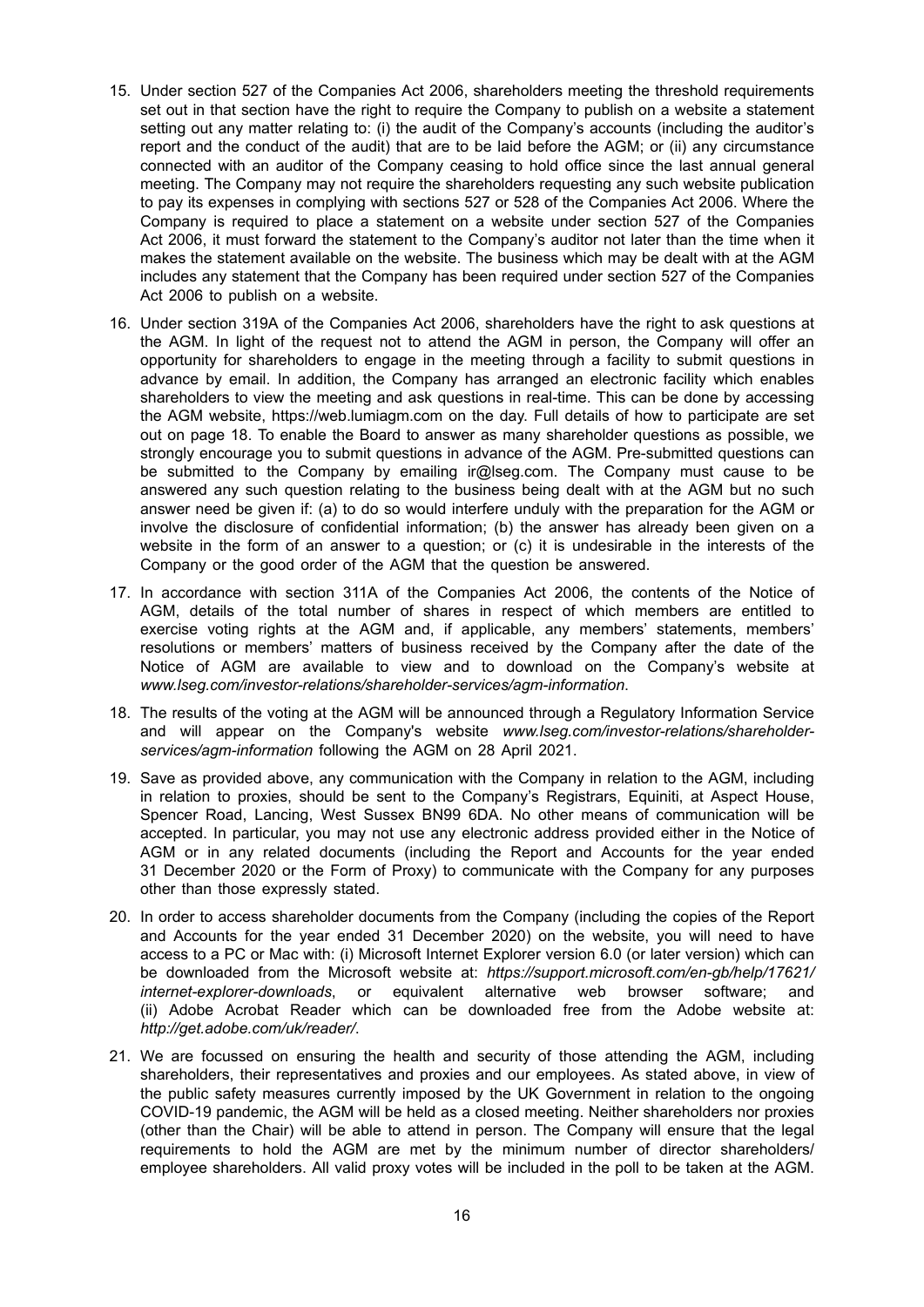15. Under section 527 of the Companies Act 2006, shareholders meeting the threshold requirements set out in that section have the right to require the Company to publish on a website a statement setting out any matter relating to: (i) the audit of the Company's accounts (including the auditor's report and the conduct of the audit) that are to be laid before the AGM; or (ii) any circumstance connected with an auditor of the Company ceasing to hold office since the last annual general meeting. The Company may not require the shareholders requesting any such website publication to pay its expenses in complying with sections 527 or 528 of the Companies Act 2006. Where the Company is required to place a statement on a website under section 527 of the Companies Act 2006, it must forward the statement to the Company's auditor not later than the time when it makes the statement available on the website. The business which may be dealt with at the AGM includes any statement that the Company has been required under section 527 of the Companies Act 2006 to publish on a website.

16. Under section 319A of the Companies Act 2006, shareholders have the right to ask questions at the AGM. In light of the request not to attend the AGM in person, the Company will offer an opportunity for shareholders to engage in the meeting through a facility to submit questions in advance by email. In addition, the Company has arranged an electronic facility which enables shareholders to view the meeting and ask questions in real-time. This can be done by accessing the AGM website, https://web.lumiagm.com on the day. Full details of how to participate are set out on page 18. To enable the Board to answer as many shareholder questions as possible, we strongly encourage you to submit questions in advance of the AGM. Pre-submitted questions can be submitted to the Company by emailing ir@lseg.com. The Company must cause to be answered any such question relating to the business being dealt with at the AGM but no such answer need be given if: (a) to do so would interfere unduly with the preparation for the AGM or involve the disclosure of confidential information; (b) the answer has already been given on a website in the form of an answer to a question; or (c) it is undesirable in the interests of the Company or the good order of the AGM that the question be answered.

17. In accordance with section 311A of the Companies Act 2006, the contents of the Notice of AGM, details of the total number of shares in respect of which members are entitled to exercise voting rights at the AGM and, if applicable, any members' statements, members' resolutions or members' matters of business received by the Company after the date of the Notice of AGM are available to view and to download on the Company's website at *www.lseg.com/investor-relations/shareholder-services/agm-information*.

18. The results of the voting at the AGM will be announced through a Regulatory Information Service and will appear on the Company's website *www.lseg.com/investor-relations/shareholder-services/agm-information* following the AGM on 28 April 2021.

19. Save as provided above, any communication with the Company in relation to the AGM, including in relation to proxies, should be sent to the Company's Registrars, Equiniti, at Aspect House, Spencer Road, Lancing, West Sussex BN99 6DA. No other means of communication will be accepted. In particular, you may not use any electronic address provided either in the Notice of AGM or in any related documents (including the Report and Accounts for the year ended 31 December 2020 or the Form of Proxy) to communicate with the Company for any purposes other than those expressly stated.

20. In order to access shareholder documents from the Company (including the copies of the Report and Accounts for the year ended 31 December 2020) on the website, you will need to have access to a PC or Mac with: (i) Microsoft Internet Explorer version 6.0 (or later version) which can be downloaded from the Microsoft website at: *https://support.microsoft.com/en-gb/help/17621/internet-explorer-downloads*, or equivalent alternative web browser software; and (ii) Adobe Acrobat Reader which can be downloaded free from the Adobe website at: *http://get.adobe.com/uk/reader/*.

21. We are focussed on ensuring the health and security of those attending the AGM, including shareholders, their representatives and proxies and our employees. As stated above, in view of the public safety measures currently imposed by the UK Government in relation to the ongoing COVID-19 pandemic, the AGM will be held as a closed meeting. Neither shareholders nor proxies (other than the Chair) will be able to attend in person. The Company will ensure that the legal requirements to hold the AGM are met by the minimum number of director shareholders/ employee shareholders. All valid proxy votes will be included in the poll to be taken at the AGM.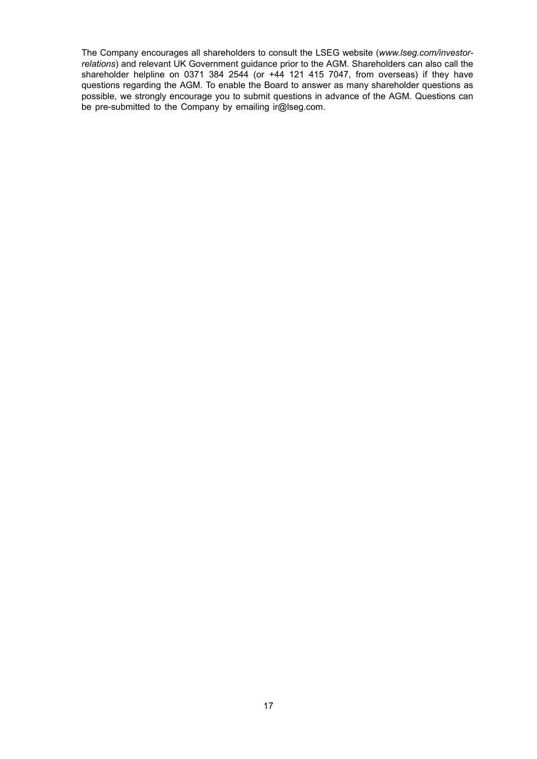The Company encourages all shareholders to consult the LSEG website (*www.lseg.com/investor-relations*) and relevant UK Government guidance prior to the AGM. Shareholders can also call the shareholder helpline on 0371 384 2544 (or +44 121 415 7047, from overseas) if they have questions regarding the AGM. To enable the Board to answer as many shareholder questions as possible, we strongly encourage you to submit questions in advance of the AGM. Questions can be pre-submitted to the Company by emailing ir@lseg.com.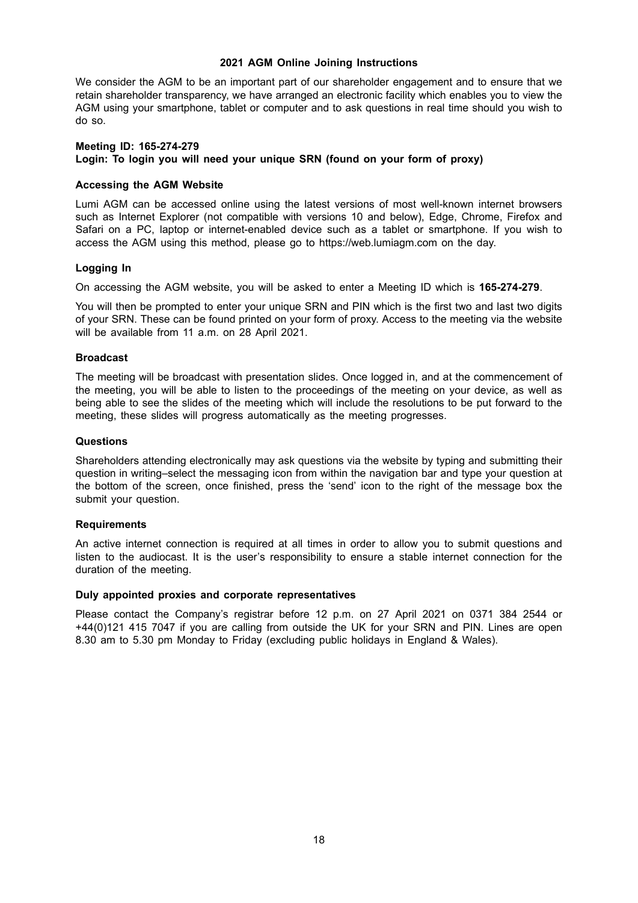## 2021 AGM Online Joining Instructions

We consider the AGM to be an important part of our shareholder engagement and to ensure that we retain shareholder transparency, we have arranged an electronic facility which enables you to view the AGM using your smartphone, tablet or computer and to ask questions in real time should you wish to do so.

**Meeting ID: 165-274-279**
**Login: To login you will need your unique SRN (found on your form of proxy)**

### Accessing the AGM Website

Lumi AGM can be accessed online using the latest versions of most well-known internet browsers such as Internet Explorer (not compatible with versions 10 and below), Edge, Chrome, Firefox and Safari on a PC, laptop or internet-enabled device such as a tablet or smartphone. If you wish to access the AGM using this method, please go to https://web.lumiagm.com on the day.

### Logging In

On accessing the AGM website, you will be asked to enter a Meeting ID which is **165-274-279**.

You will then be prompted to enter your unique SRN and PIN which is the first two and last two digits of your SRN. These can be found printed on your form of proxy. Access to the meeting via the website will be available from 11 a.m. on 28 April 2021.

### Broadcast

The meeting will be broadcast with presentation slides. Once logged in, and at the commencement of the meeting, you will be able to listen to the proceedings of the meeting on your device, as well as being able to see the slides of the meeting which will include the resolutions to be put forward to the meeting, these slides will progress automatically as the meeting progresses.

### Questions

Shareholders attending electronically may ask questions via the website by typing and submitting their question in writing–select the messaging icon from within the navigation bar and type your question at the bottom of the screen, once finished, press the 'send' icon to the right of the message box the submit your question.

### Requirements

An active internet connection is required at all times in order to allow you to submit questions and listen to the audiocast. It is the user's responsibility to ensure a stable internet connection for the duration of the meeting.

### Duly appointed proxies and corporate representatives

Please contact the Company's registrar before 12 p.m. on 27 April 2021 on 0371 384 2544 or +44(0)121 415 7047 if you are calling from outside the UK for your SRN and PIN. Lines are open 8.30 am to 5.30 pm Monday to Friday (excluding public holidays in England & Wales).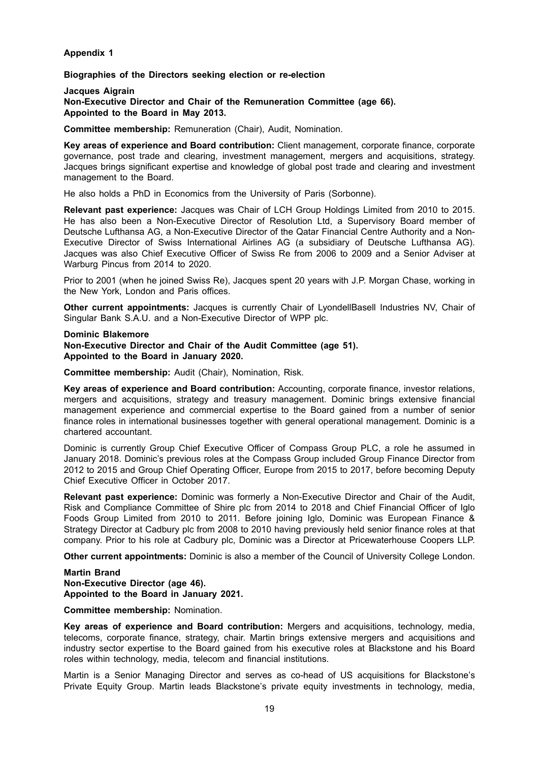**Appendix 1**

**Biographies of the Directors seeking election or re-election**

**Jacques Aigrain**
**Non-Executive Director and Chair of the Remuneration Committee (age 66).**
**Appointed to the Board in May 2013.**

**Committee membership:** Remuneration (Chair), Audit, Nomination.

**Key areas of experience and Board contribution:** Client management, corporate finance, corporate governance, post trade and clearing, investment management, mergers and acquisitions, strategy. Jacques brings significant expertise and knowledge of global post trade and clearing and investment management to the Board.

He also holds a PhD in Economics from the University of Paris (Sorbonne).

**Relevant past experience:** Jacques was Chair of LCH Group Holdings Limited from 2010 to 2015. He has also been a Non-Executive Director of Resolution Ltd, a Supervisory Board member of Deutsche Lufthansa AG, a Non-Executive Director of the Qatar Financial Centre Authority and a Non-Executive Director of Swiss International Airlines AG (a subsidiary of Deutsche Lufthansa AG). Jacques was also Chief Executive Officer of Swiss Re from 2006 to 2009 and a Senior Adviser at Warburg Pincus from 2014 to 2020.

Prior to 2001 (when he joined Swiss Re), Jacques spent 20 years with J.P. Morgan Chase, working in the New York, London and Paris offices.

**Other current appointments:** Jacques is currently Chair of LyondellBasell Industries NV, Chair of Singular Bank S.A.U. and a Non-Executive Director of WPP plc.

**Dominic Blakemore**
**Non-Executive Director and Chair of the Audit Committee (age 51).**
**Appointed to the Board in January 2020.**

**Committee membership:** Audit (Chair), Nomination, Risk.

**Key areas of experience and Board contribution:** Accounting, corporate finance, investor relations, mergers and acquisitions, strategy and treasury management. Dominic brings extensive financial management experience and commercial expertise to the Board gained from a number of senior finance roles in international businesses together with general operational management. Dominic is a chartered accountant.

Dominic is currently Group Chief Executive Officer of Compass Group PLC, a role he assumed in January 2018. Dominic's previous roles at the Compass Group included Group Finance Director from 2012 to 2015 and Group Chief Operating Officer, Europe from 2015 to 2017, before becoming Deputy Chief Executive Officer in October 2017.

**Relevant past experience:** Dominic was formerly a Non-Executive Director and Chair of the Audit, Risk and Compliance Committee of Shire plc from 2014 to 2018 and Chief Financial Officer of Iglo Foods Group Limited from 2010 to 2011. Before joining Iglo, Dominic was European Finance & Strategy Director at Cadbury plc from 2008 to 2010 having previously held senior finance roles at that company. Prior to his role at Cadbury plc, Dominic was a Director at Pricewaterhouse Coopers LLP.

**Other current appointments:** Dominic is also a member of the Council of University College London.

**Martin Brand**
**Non-Executive Director (age 46).**
**Appointed to the Board in January 2021.**

**Committee membership:** Nomination.

**Key areas of experience and Board contribution:** Mergers and acquisitions, technology, media, telecoms, corporate finance, strategy, chair. Martin brings extensive mergers and acquisitions and industry sector expertise to the Board gained from his executive roles at Blackstone and his Board roles within technology, media, telecom and financial institutions.

Martin is a Senior Managing Director and serves as co-head of US acquisitions for Blackstone's Private Equity Group. Martin leads Blackstone's private equity investments in technology, media,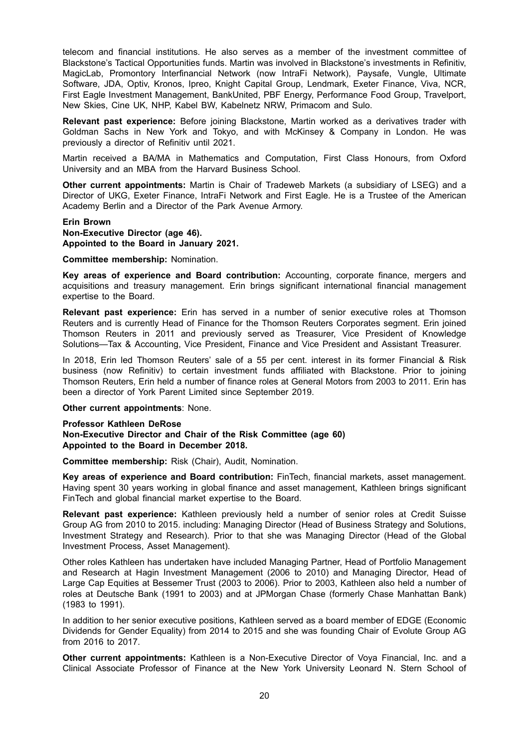telecom and financial institutions. He also serves as a member of the investment committee of Blackstone's Tactical Opportunities funds. Martin was involved in Blackstone's investments in Refinitiv, MagicLab, Promontory Interfinancial Network (now IntraFi Network), Paysafe, Vungle, Ultimate Software, JDA, Optiv, Kronos, Ipreo, Knight Capital Group, Lendmark, Exeter Finance, Viva, NCR, First Eagle Investment Management, BankUnited, PBF Energy, Performance Food Group, Travelport, New Skies, Cine UK, NHP, Kabel BW, Kabelnetz NRW, Primacom and Sulo.

**Relevant past experience:** Before joining Blackstone, Martin worked as a derivatives trader with Goldman Sachs in New York and Tokyo, and with McKinsey & Company in London. He was previously a director of Refinitiv until 2021.

Martin received a BA/MA in Mathematics and Computation, First Class Honours, from Oxford University and an MBA from the Harvard Business School.

**Other current appointments:** Martin is Chair of Tradeweb Markets (a subsidiary of LSEG) and a Director of UKG, Exeter Finance, IntraFi Network and First Eagle. He is a Trustee of the American Academy Berlin and a Director of the Park Avenue Armory.

**Erin Brown**
**Non-Executive Director (age 46).**
**Appointed to the Board in January 2021.**

**Committee membership:** Nomination.

**Key areas of experience and Board contribution:** Accounting, corporate finance, mergers and acquisitions and treasury management. Erin brings significant international financial management expertise to the Board.

**Relevant past experience:** Erin has served in a number of senior executive roles at Thomson Reuters and is currently Head of Finance for the Thomson Reuters Corporates segment. Erin joined Thomson Reuters in 2011 and previously served as Treasurer, Vice President of Knowledge Solutions—Tax & Accounting, Vice President, Finance and Vice President and Assistant Treasurer.

In 2018, Erin led Thomson Reuters' sale of a 55 per cent. interest in its former Financial & Risk business (now Refinitiv) to certain investment funds affiliated with Blackstone. Prior to joining Thomson Reuters, Erin held a number of finance roles at General Motors from 2003 to 2011. Erin has been a director of York Parent Limited since September 2019.

**Other current appointments**: None.

**Professor Kathleen DeRose**
**Non-Executive Director and Chair of the Risk Committee (age 60)**
**Appointed to the Board in December 2018.**

**Committee membership:** Risk (Chair), Audit, Nomination.

**Key areas of experience and Board contribution:** FinTech, financial markets, asset management. Having spent 30 years working in global finance and asset management, Kathleen brings significant FinTech and global financial market expertise to the Board.

**Relevant past experience:** Kathleen previously held a number of senior roles at Credit Suisse Group AG from 2010 to 2015. including: Managing Director (Head of Business Strategy and Solutions, Investment Strategy and Research). Prior to that she was Managing Director (Head of the Global Investment Process, Asset Management).

Other roles Kathleen has undertaken have included Managing Partner, Head of Portfolio Management and Research at Hagin Investment Management (2006 to 2010) and Managing Director, Head of Large Cap Equities at Bessemer Trust (2003 to 2006). Prior to 2003, Kathleen also held a number of roles at Deutsche Bank (1991 to 2003) and at JPMorgan Chase (formerly Chase Manhattan Bank) (1983 to 1991).

In addition to her senior executive positions, Kathleen served as a board member of EDGE (Economic Dividends for Gender Equality) from 2014 to 2015 and she was founding Chair of Evolute Group AG from 2016 to 2017.

**Other current appointments:** Kathleen is a Non-Executive Director of Voya Financial, Inc. and a Clinical Associate Professor of Finance at the New York University Leonard N. Stern School of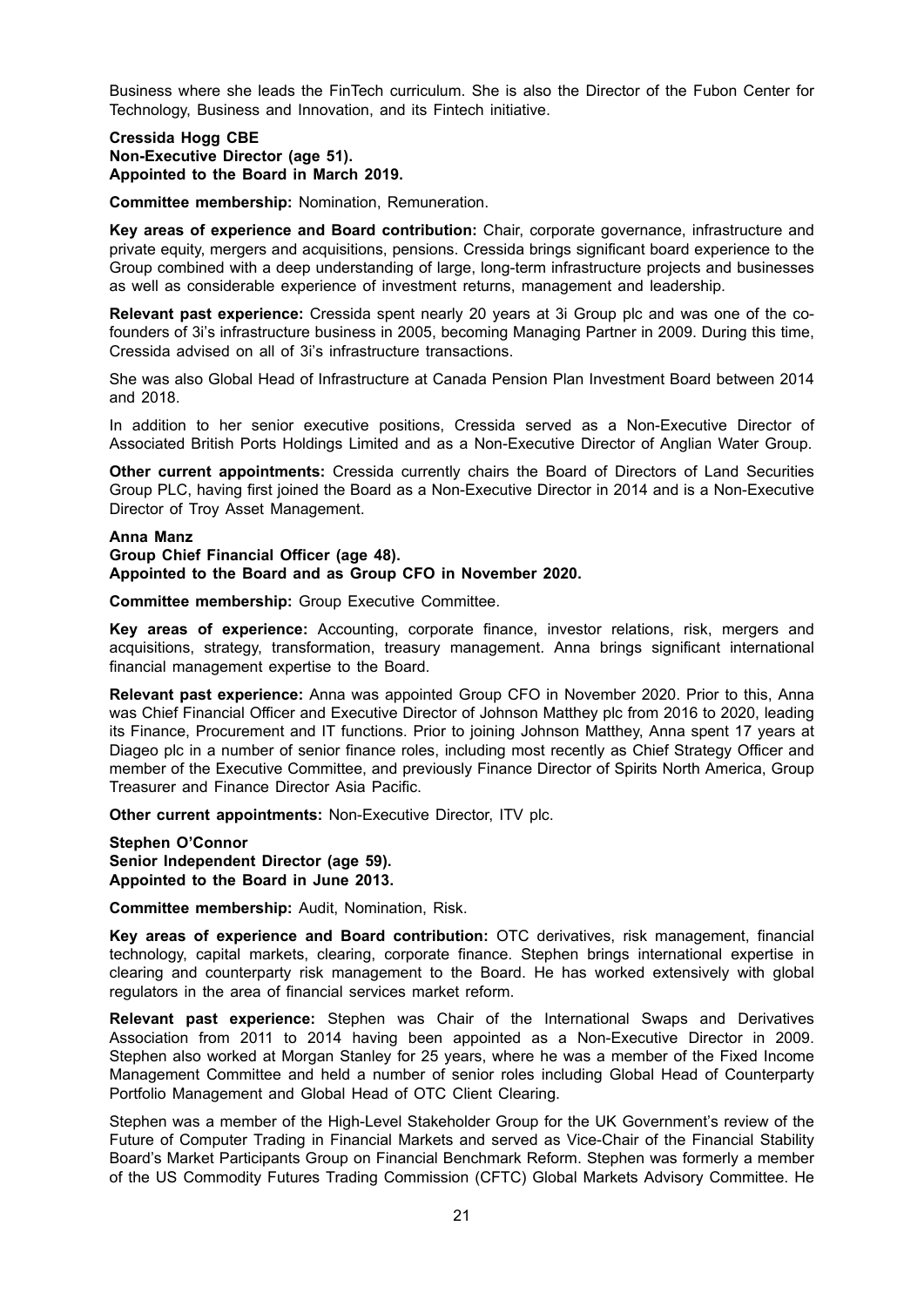Business where she leads the FinTech curriculum. She is also the Director of the Fubon Center for Technology, Business and Innovation, and its Fintech initiative.

**Cressida Hogg CBE**
**Non-Executive Director (age 51).**
**Appointed to the Board in March 2019.**

**Committee membership:** Nomination, Remuneration.

**Key areas of experience and Board contribution:** Chair, corporate governance, infrastructure and private equity, mergers and acquisitions, pensions. Cressida brings significant board experience to the Group combined with a deep understanding of large, long-term infrastructure projects and businesses as well as considerable experience of investment returns, management and leadership.

**Relevant past experience:** Cressida spent nearly 20 years at 3i Group plc and was one of the co-founders of 3i's infrastructure business in 2005, becoming Managing Partner in 2009. During this time, Cressida advised on all of 3i's infrastructure transactions.

She was also Global Head of Infrastructure at Canada Pension Plan Investment Board between 2014 and 2018.

In addition to her senior executive positions, Cressida served as a Non-Executive Director of Associated British Ports Holdings Limited and as a Non-Executive Director of Anglian Water Group.

**Other current appointments:** Cressida currently chairs the Board of Directors of Land Securities Group PLC, having first joined the Board as a Non-Executive Director in 2014 and is a Non-Executive Director of Troy Asset Management.

**Anna Manz**
**Group Chief Financial Officer (age 48).**
**Appointed to the Board and as Group CFO in November 2020.**

**Committee membership:** Group Executive Committee.

**Key areas of experience:** Accounting, corporate finance, investor relations, risk, mergers and acquisitions, strategy, transformation, treasury management. Anna brings significant international financial management expertise to the Board.

**Relevant past experience:** Anna was appointed Group CFO in November 2020. Prior to this, Anna was Chief Financial Officer and Executive Director of Johnson Matthey plc from 2016 to 2020, leading its Finance, Procurement and IT functions. Prior to joining Johnson Matthey, Anna spent 17 years at Diageo plc in a number of senior finance roles, including most recently as Chief Strategy Officer and member of the Executive Committee, and previously Finance Director of Spirits North America, Group Treasurer and Finance Director Asia Pacific.

**Other current appointments:** Non-Executive Director, ITV plc.

**Stephen O'Connor**
**Senior Independent Director (age 59).**
**Appointed to the Board in June 2013.**

**Committee membership:** Audit, Nomination, Risk.

**Key areas of experience and Board contribution:** OTC derivatives, risk management, financial technology, capital markets, clearing, corporate finance. Stephen brings international expertise in clearing and counterparty risk management to the Board. He has worked extensively with global regulators in the area of financial services market reform.

**Relevant past experience:** Stephen was Chair of the International Swaps and Derivatives Association from 2011 to 2014 having been appointed as a Non-Executive Director in 2009. Stephen also worked at Morgan Stanley for 25 years, where he was a member of the Fixed Income Management Committee and held a number of senior roles including Global Head of Counterparty Portfolio Management and Global Head of OTC Client Clearing.

Stephen was a member of the High-Level Stakeholder Group for the UK Government's review of the Future of Computer Trading in Financial Markets and served as Vice-Chair of the Financial Stability Board's Market Participants Group on Financial Benchmark Reform. Stephen was formerly a member of the US Commodity Futures Trading Commission (CFTC) Global Markets Advisory Committee. He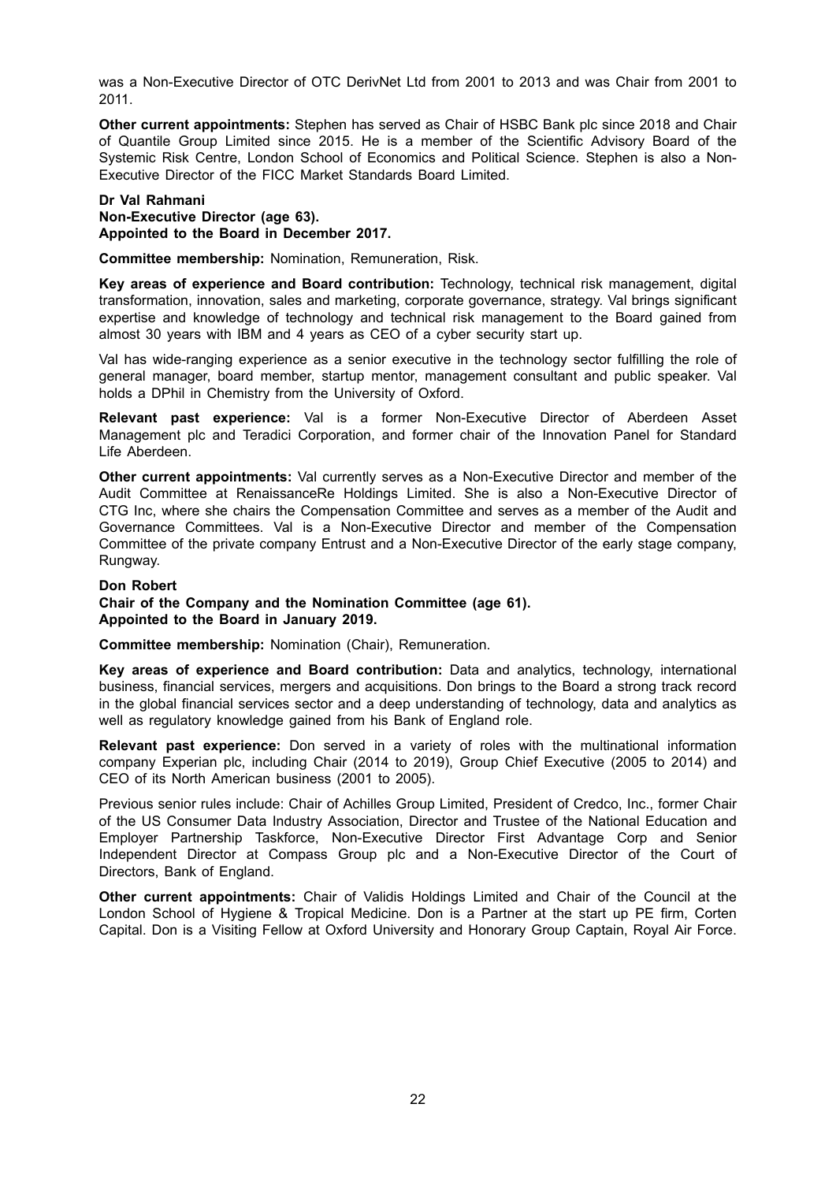was a Non-Executive Director of OTC DerivNet Ltd from 2001 to 2013 and was Chair from 2001 to 2011.

**Other current appointments:** Stephen has served as Chair of HSBC Bank plc since 2018 and Chair of Quantile Group Limited since 2015. He is a member of the Scientific Advisory Board of the Systemic Risk Centre, London School of Economics and Political Science. Stephen is also a Non-Executive Director of the FICC Market Standards Board Limited.

**Dr Val Rahmani**
**Non-Executive Director (age 63).**
**Appointed to the Board in December 2017.**

**Committee membership:** Nomination, Remuneration, Risk.

**Key areas of experience and Board contribution:** Technology, technical risk management, digital transformation, innovation, sales and marketing, corporate governance, strategy. Val brings significant expertise and knowledge of technology and technical risk management to the Board gained from almost 30 years with IBM and 4 years as CEO of a cyber security start up.

Val has wide-ranging experience as a senior executive in the technology sector fulfilling the role of general manager, board member, startup mentor, management consultant and public speaker. Val holds a DPhil in Chemistry from the University of Oxford.

**Relevant past experience:** Val is a former Non-Executive Director of Aberdeen Asset Management plc and Teradici Corporation, and former chair of the Innovation Panel for Standard Life Aberdeen.

**Other current appointments:** Val currently serves as a Non-Executive Director and member of the Audit Committee at RenaissanceRe Holdings Limited. She is also a Non-Executive Director of CTG Inc, where she chairs the Compensation Committee and serves as a member of the Audit and Governance Committees. Val is a Non-Executive Director and member of the Compensation Committee of the private company Entrust and a Non-Executive Director of the early stage company, Rungway.

**Don Robert**
**Chair of the Company and the Nomination Committee (age 61).**
**Appointed to the Board in January 2019.**

**Committee membership:** Nomination (Chair), Remuneration.

**Key areas of experience and Board contribution:** Data and analytics, technology, international business, financial services, mergers and acquisitions. Don brings to the Board a strong track record in the global financial services sector and a deep understanding of technology, data and analytics as well as regulatory knowledge gained from his Bank of England role.

**Relevant past experience:** Don served in a variety of roles with the multinational information company Experian plc, including Chair (2014 to 2019), Group Chief Executive (2005 to 2014) and CEO of its North American business (2001 to 2005).

Previous senior rules include: Chair of Achilles Group Limited, President of Credco, Inc., former Chair of the US Consumer Data Industry Association, Director and Trustee of the National Education and Employer Partnership Taskforce, Non-Executive Director First Advantage Corp and Senior Independent Director at Compass Group plc and a Non-Executive Director of the Court of Directors, Bank of England.

**Other current appointments:** Chair of Validis Holdings Limited and Chair of the Council at the London School of Hygiene & Tropical Medicine. Don is a Partner at the start up PE firm, Corten Capital. Don is a Visiting Fellow at Oxford University and Honorary Group Captain, Royal Air Force.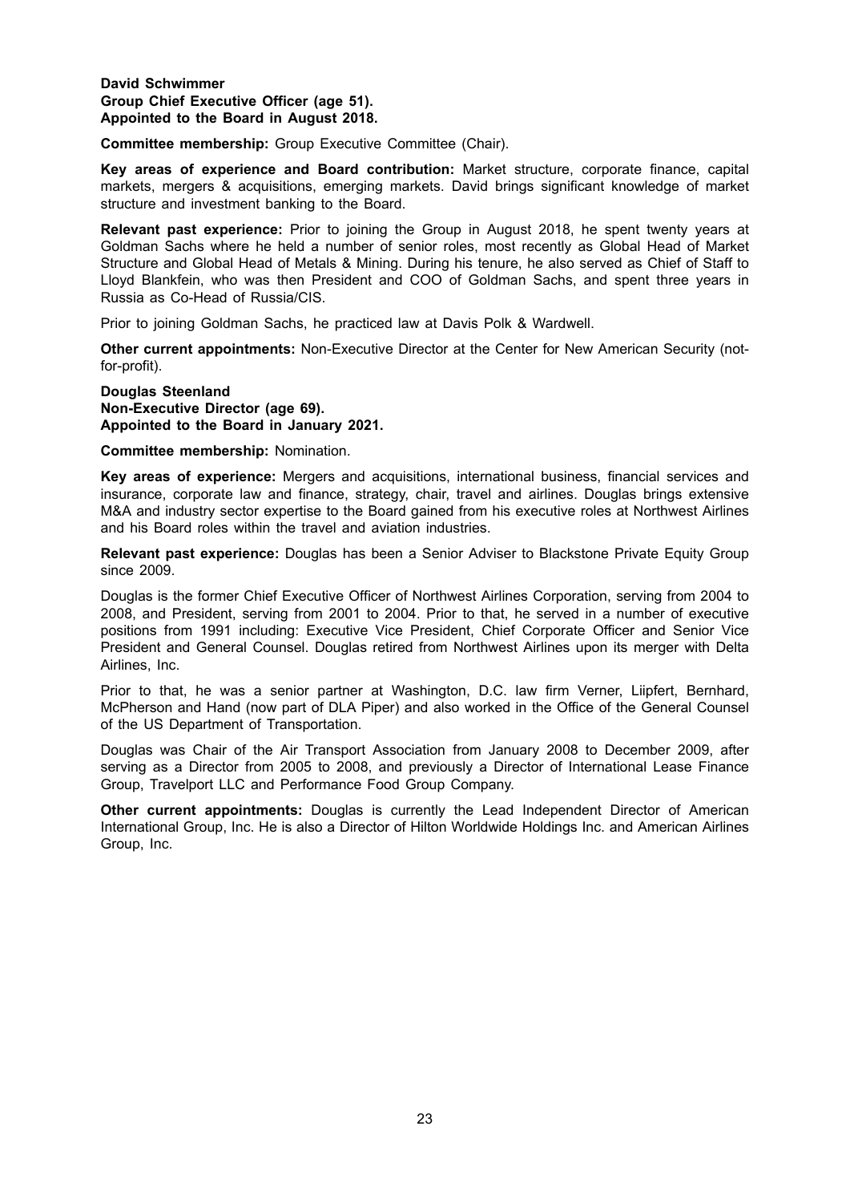**David Schwimmer**
**Group Chief Executive Officer (age 51).**
**Appointed to the Board in August 2018.**

**Committee membership:** Group Executive Committee (Chair).

**Key areas of experience and Board contribution:** Market structure, corporate finance, capital markets, mergers & acquisitions, emerging markets. David brings significant knowledge of market structure and investment banking to the Board.

**Relevant past experience:** Prior to joining the Group in August 2018, he spent twenty years at Goldman Sachs where he held a number of senior roles, most recently as Global Head of Market Structure and Global Head of Metals & Mining. During his tenure, he also served as Chief of Staff to Lloyd Blankfein, who was then President and COO of Goldman Sachs, and spent three years in Russia as Co-Head of Russia/CIS.

Prior to joining Goldman Sachs, he practiced law at Davis Polk & Wardwell.

**Other current appointments:** Non-Executive Director at the Center for New American Security (not-for-profit).

**Douglas Steenland**
**Non-Executive Director (age 69).**
**Appointed to the Board in January 2021.**

**Committee membership:** Nomination.

**Key areas of experience:** Mergers and acquisitions, international business, financial services and insurance, corporate law and finance, strategy, chair, travel and airlines. Douglas brings extensive M&A and industry sector expertise to the Board gained from his executive roles at Northwest Airlines and his Board roles within the travel and aviation industries.

**Relevant past experience:** Douglas has been a Senior Adviser to Blackstone Private Equity Group since 2009.

Douglas is the former Chief Executive Officer of Northwest Airlines Corporation, serving from 2004 to 2008, and President, serving from 2001 to 2004. Prior to that, he served in a number of executive positions from 1991 including: Executive Vice President, Chief Corporate Officer and Senior Vice President and General Counsel. Douglas retired from Northwest Airlines upon its merger with Delta Airlines, Inc.

Prior to that, he was a senior partner at Washington, D.C. law firm Verner, Liipfert, Bernhard, McPherson and Hand (now part of DLA Piper) and also worked in the Office of the General Counsel of the US Department of Transportation.

Douglas was Chair of the Air Transport Association from January 2008 to December 2009, after serving as a Director from 2005 to 2008, and previously a Director of International Lease Finance Group, Travelport LLC and Performance Food Group Company.

**Other current appointments:** Douglas is currently the Lead Independent Director of American International Group, Inc. He is also a Director of Hilton Worldwide Holdings Inc. and American Airlines Group, Inc.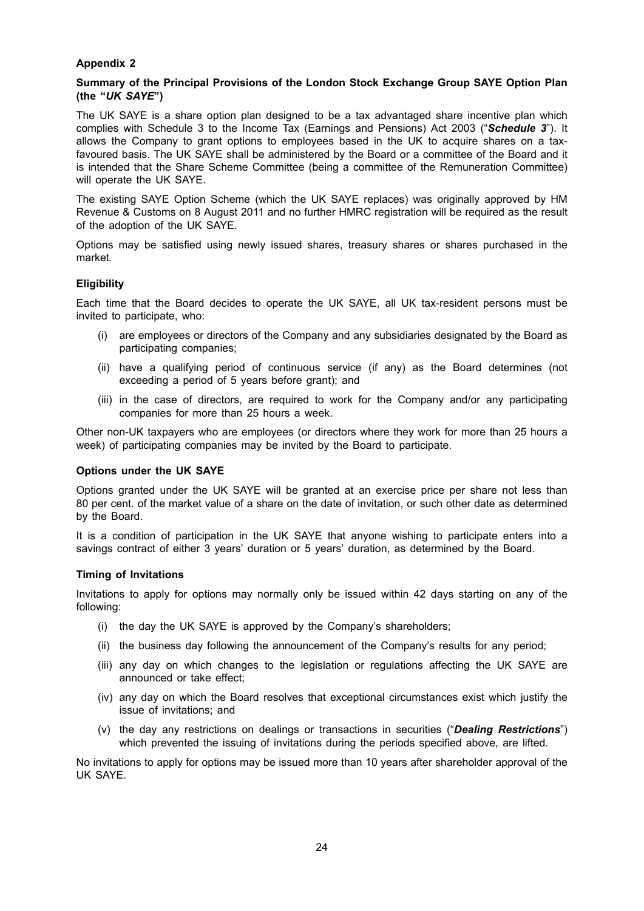## Appendix 2

### Summary of the Principal Provisions of the London Stock Exchange Group SAYE Option Plan (the "*UK SAYE*")

The UK SAYE is a share option plan designed to be a tax advantaged share incentive plan which complies with Schedule 3 to the Income Tax (Earnings and Pensions) Act 2003 ("***Schedule 3***"). It allows the Company to grant options to employees based in the UK to acquire shares on a tax-favoured basis. The UK SAYE shall be administered by the Board or a committee of the Board and it is intended that the Share Scheme Committee (being a committee of the Remuneration Committee) will operate the UK SAYE.

The existing SAYE Option Scheme (which the UK SAYE replaces) was originally approved by HM Revenue & Customs on 8 August 2011 and no further HMRC registration will be required as the result of the adoption of the UK SAYE.

Options may be satisfied using newly issued shares, treasury shares or shares purchased in the market.

### Eligibility

Each time that the Board decides to operate the UK SAYE, all UK tax-resident persons must be invited to participate, who:

- (i) are employees or directors of the Company and any subsidiaries designated by the Board as participating companies;
- (ii) have a qualifying period of continuous service (if any) as the Board determines (not exceeding a period of 5 years before grant); and
- (iii) in the case of directors, are required to work for the Company and/or any participating companies for more than 25 hours a week.

Other non-UK taxpayers who are employees (or directors where they work for more than 25 hours a week) of participating companies may be invited by the Board to participate.

### Options under the UK SAYE

Options granted under the UK SAYE will be granted at an exercise price per share not less than 80 per cent. of the market value of a share on the date of invitation, or such other date as determined by the Board.

It is a condition of participation in the UK SAYE that anyone wishing to participate enters into a savings contract of either 3 years' duration or 5 years' duration, as determined by the Board.

### Timing of Invitations

Invitations to apply for options may normally only be issued within 42 days starting on any of the following:

- (i) the day the UK SAYE is approved by the Company's shareholders;
- (ii) the business day following the announcement of the Company's results for any period;
- (iii) any day on which changes to the legislation or regulations affecting the UK SAYE are announced or take effect;
- (iv) any day on which the Board resolves that exceptional circumstances exist which justify the issue of invitations; and
- (v) the day any restrictions on dealings or transactions in securities ("***Dealing Restrictions***") which prevented the issuing of invitations during the periods specified above, are lifted.

No invitations to apply for options may be issued more than 10 years after shareholder approval of the UK SAYE.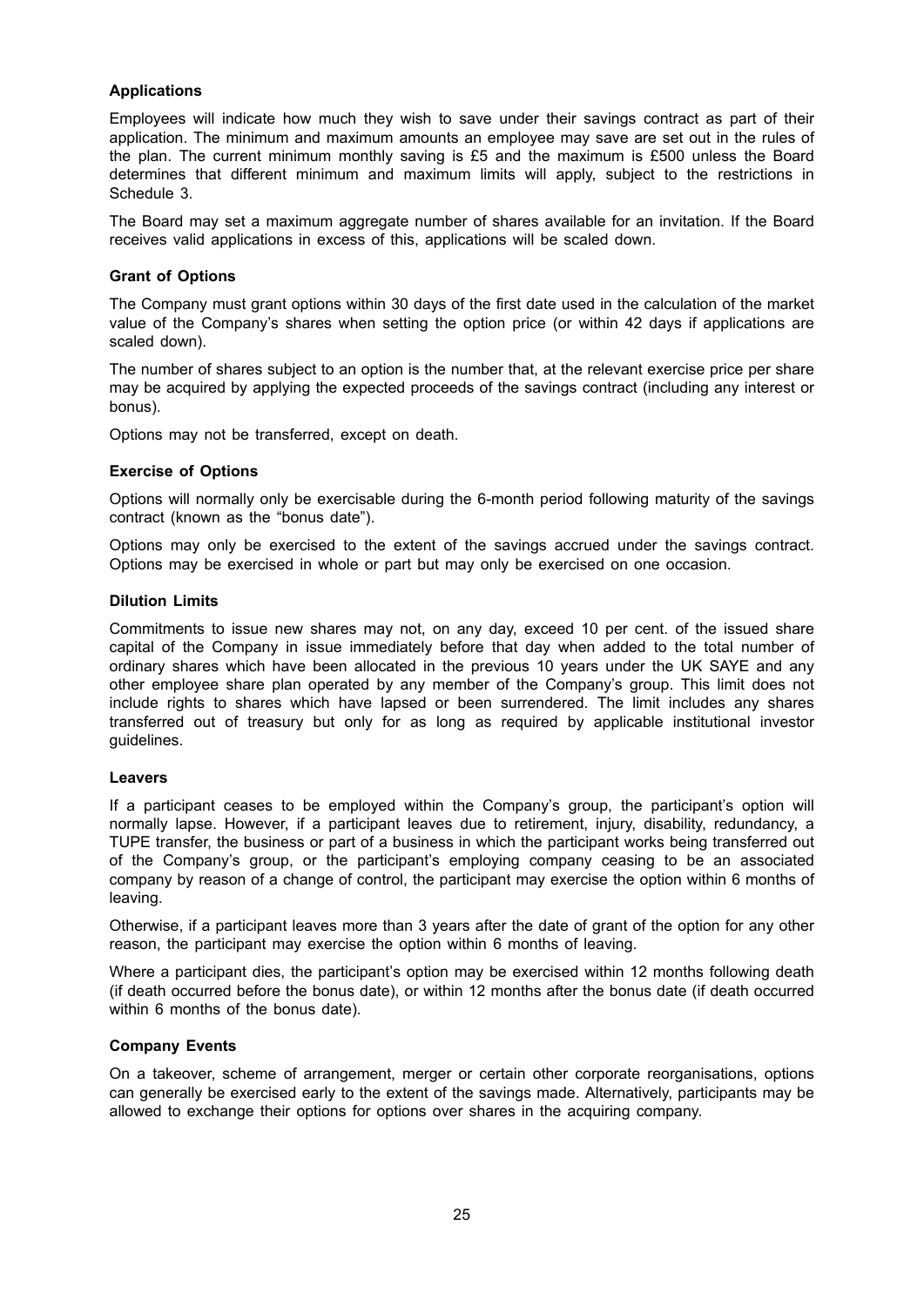### Applications

Employees will indicate how much they wish to save under their savings contract as part of their application. The minimum and maximum amounts an employee may save are set out in the rules of the plan. The current minimum monthly saving is £5 and the maximum is £500 unless the Board determines that different minimum and maximum limits will apply, subject to the restrictions in Schedule 3.

The Board may set a maximum aggregate number of shares available for an invitation. If the Board receives valid applications in excess of this, applications will be scaled down.

### Grant of Options

The Company must grant options within 30 days of the first date used in the calculation of the market value of the Company's shares when setting the option price (or within 42 days if applications are scaled down).

The number of shares subject to an option is the number that, at the relevant exercise price per share may be acquired by applying the expected proceeds of the savings contract (including any interest or bonus).

Options may not be transferred, except on death.

### Exercise of Options

Options will normally only be exercisable during the 6-month period following maturity of the savings contract (known as the "bonus date").

Options may only be exercised to the extent of the savings accrued under the savings contract. Options may be exercised in whole or part but may only be exercised on one occasion.

### Dilution Limits

Commitments to issue new shares may not, on any day, exceed 10 per cent. of the issued share capital of the Company in issue immediately before that day when added to the total number of ordinary shares which have been allocated in the previous 10 years under the UK SAYE and any other employee share plan operated by any member of the Company's group. This limit does not include rights to shares which have lapsed or been surrendered. The limit includes any shares transferred out of treasury but only for as long as required by applicable institutional investor guidelines.

### Leavers

If a participant ceases to be employed within the Company's group, the participant's option will normally lapse. However, if a participant leaves due to retirement, injury, disability, redundancy, a TUPE transfer, the business or part of a business in which the participant works being transferred out of the Company's group, or the participant's employing company ceasing to be an associated company by reason of a change of control, the participant may exercise the option within 6 months of leaving.

Otherwise, if a participant leaves more than 3 years after the date of grant of the option for any other reason, the participant may exercise the option within 6 months of leaving.

Where a participant dies, the participant's option may be exercised within 12 months following death (if death occurred before the bonus date), or within 12 months after the bonus date (if death occurred within 6 months of the bonus date).

### Company Events

On a takeover, scheme of arrangement, merger or certain other corporate reorganisations, options can generally be exercised early to the extent of the savings made. Alternatively, participants may be allowed to exchange their options for options over shares in the acquiring company.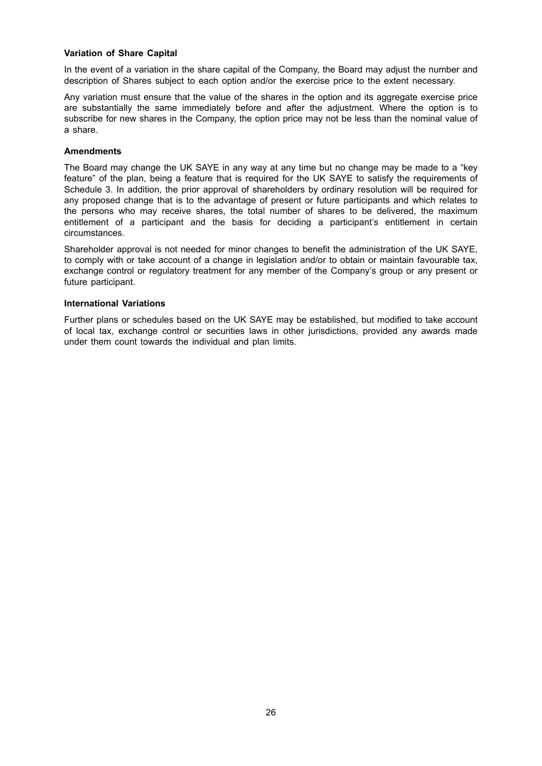**Variation of Share Capital**

In the event of a variation in the share capital of the Company, the Board may adjust the number and description of Shares subject to each option and/or the exercise price to the extent necessary.

Any variation must ensure that the value of the shares in the option and its aggregate exercise price are substantially the same immediately before and after the adjustment. Where the option is to subscribe for new shares in the Company, the option price may not be less than the nominal value of a share.

**Amendments**

The Board may change the UK SAYE in any way at any time but no change may be made to a "key feature" of the plan, being a feature that is required for the UK SAYE to satisfy the requirements of Schedule 3. In addition, the prior approval of shareholders by ordinary resolution will be required for any proposed change that is to the advantage of present or future participants and which relates to the persons who may receive shares, the total number of shares to be delivered, the maximum entitlement of a participant and the basis for deciding a participant's entitlement in certain circumstances.

Shareholder approval is not needed for minor changes to benefit the administration of the UK SAYE, to comply with or take account of a change in legislation and/or to obtain or maintain favourable tax, exchange control or regulatory treatment for any member of the Company's group or any present or future participant.

**International Variations**

Further plans or schedules based on the UK SAYE may be established, but modified to take account of local tax, exchange control or securities laws in other jurisdictions, provided any awards made under them count towards the individual and plan limits.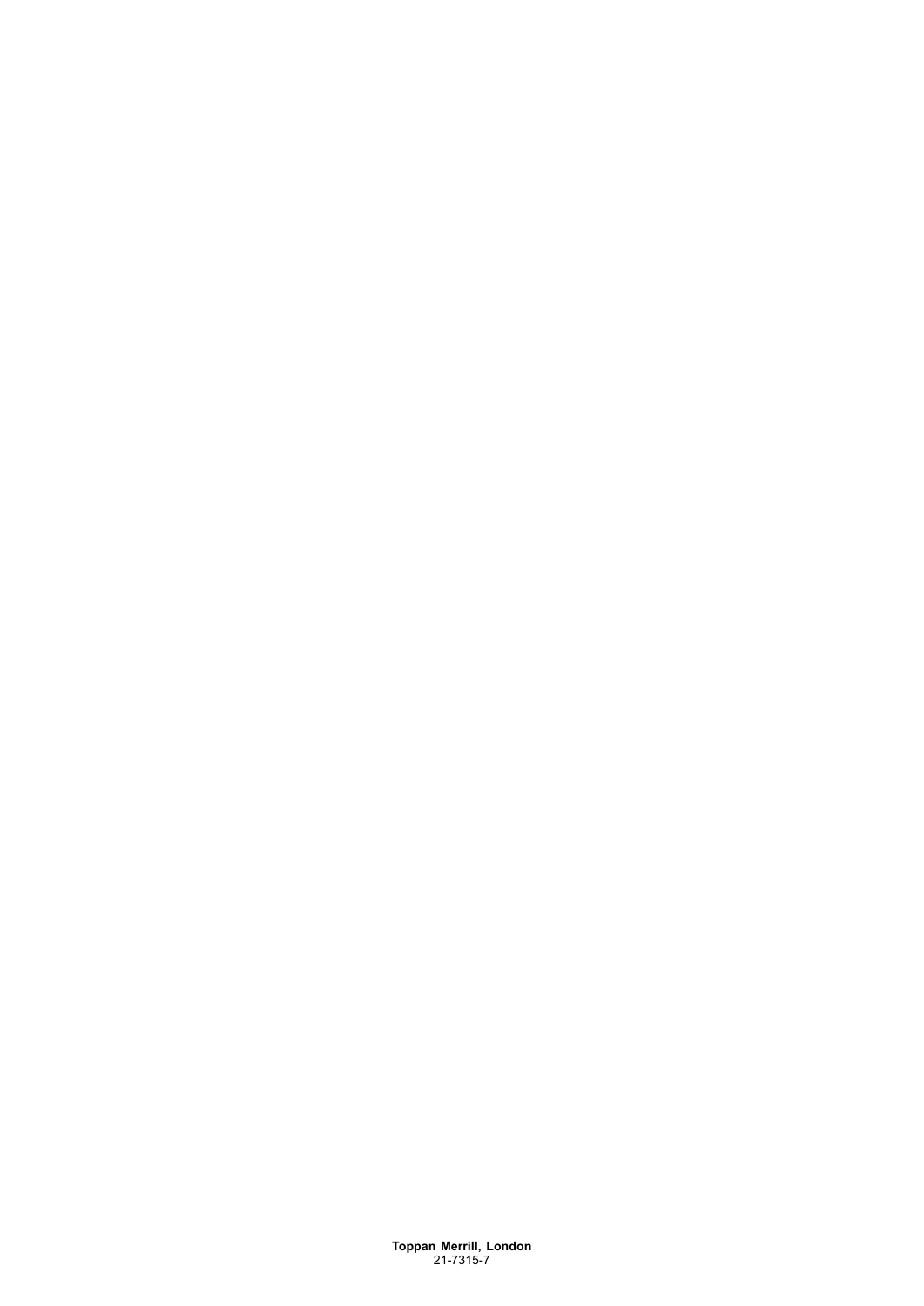**Toppan Merrill, London**
21-7315-7